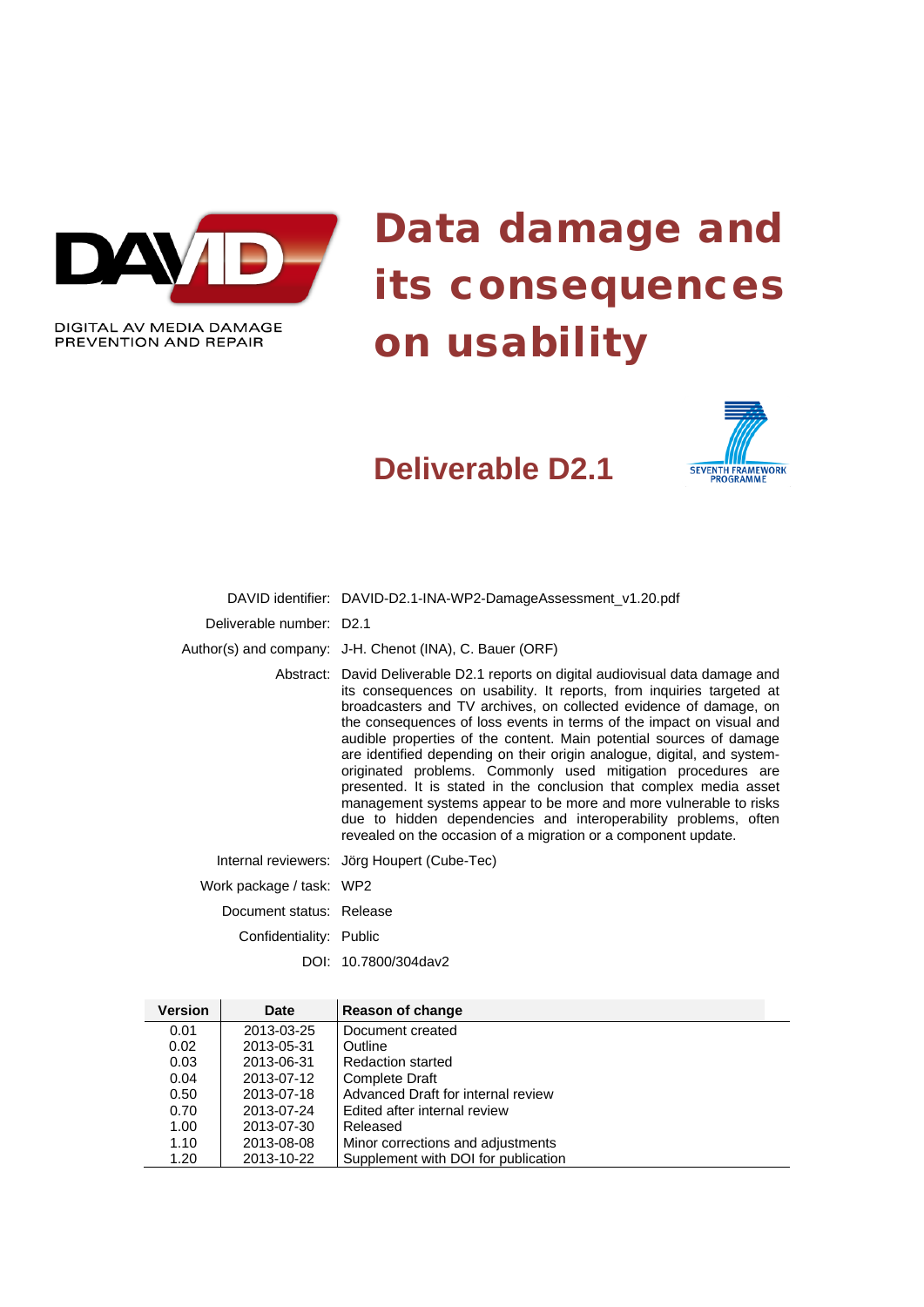DIGITAL AV MEDIA DAMAGE PREVENTION AND REPAIR

# Data damage and its consequences on usability

## Deliverable D2.1

SEVENTH FRAMEWORK PROGRAMME

| | |
|---|---|
| DAVID identifier: | DAVID-D2.1-INA-WP2-DamageAssessment_v1.20.pdf |
| Deliverable number: | D2.1 |
| Author(s) and company: | J-H. Chenot (INA), C. Bauer (ORF) |
| Abstract: | David Deliverable D2.1 reports on digital audiovisual data damage and its consequences on usability. It reports, from inquiries targeted at broadcasters and TV archives, on collected evidence of damage, on the consequences of loss events in terms of the impact on visual and audible properties of the content. Main potential sources of damage are identified depending on their origin analogue, digital, and system-originated problems. Commonly used mitigation procedures are presented. It is stated in the conclusion that complex media asset management systems appear to be more and more vulnerable to risks due to hidden dependencies and interoperability problems, often revealed on the occasion of a migration or a component update. |
| Internal reviewers: | Jörg Houpert (Cube-Tec) |
| Work package / task: | WP2 |
| Document status: | Release |
| Confidentiality: | Public |
| DOI: | 10.7800/304dav2 |

| Version | Date | Reason of change |
|---|---|---|
| 0.01 | 2013-03-25 | Document created |
| 0.02 | 2013-05-31 | Outline |
| 0.03 | 2013-06-31 | Redaction started |
| 0.04 | 2013-07-12 | Complete Draft |
| 0.50 | 2013-07-18 | Advanced Draft for internal review |
| 0.70 | 2013-07-24 | Edited after internal review |
| 1.00 | 2013-07-30 | Released |
| 1.10 | 2013-08-08 | Minor corrections and adjustments |
| 1.20 | 2013-10-22 | Supplement with DOI for publication |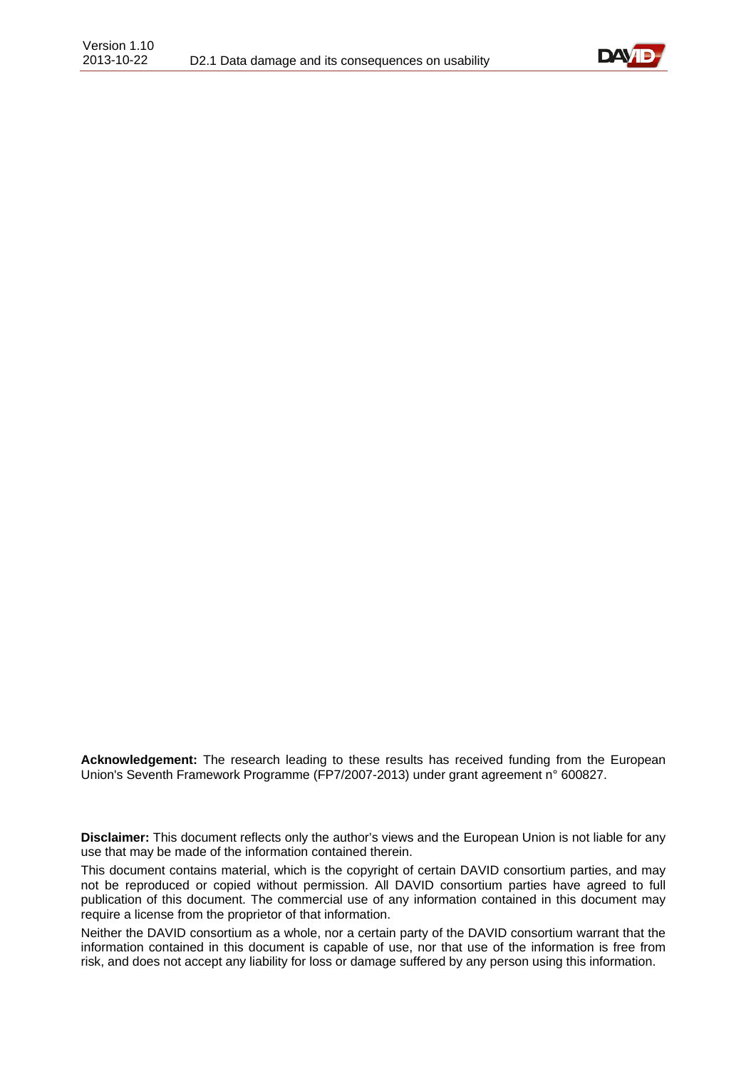**Acknowledgement:** The research leading to these results has received funding from the European Union's Seventh Framework Programme (FP7/2007-2013) under grant agreement n° 600827.

**Disclaimer:** This document reflects only the author's views and the European Union is not liable for any use that may be made of the information contained therein.

This document contains material, which is the copyright of certain DAVID consortium parties, and may not be reproduced or copied without permission. All DAVID consortium parties have agreed to full publication of this document. The commercial use of any information contained in this document may require a license from the proprietor of that information.

Neither the DAVID consortium as a whole, nor a certain party of the DAVID consortium warrant that the information contained in this document is capable of use, nor that use of the information is free from risk, and does not accept any liability for loss or damage suffered by any person using this information.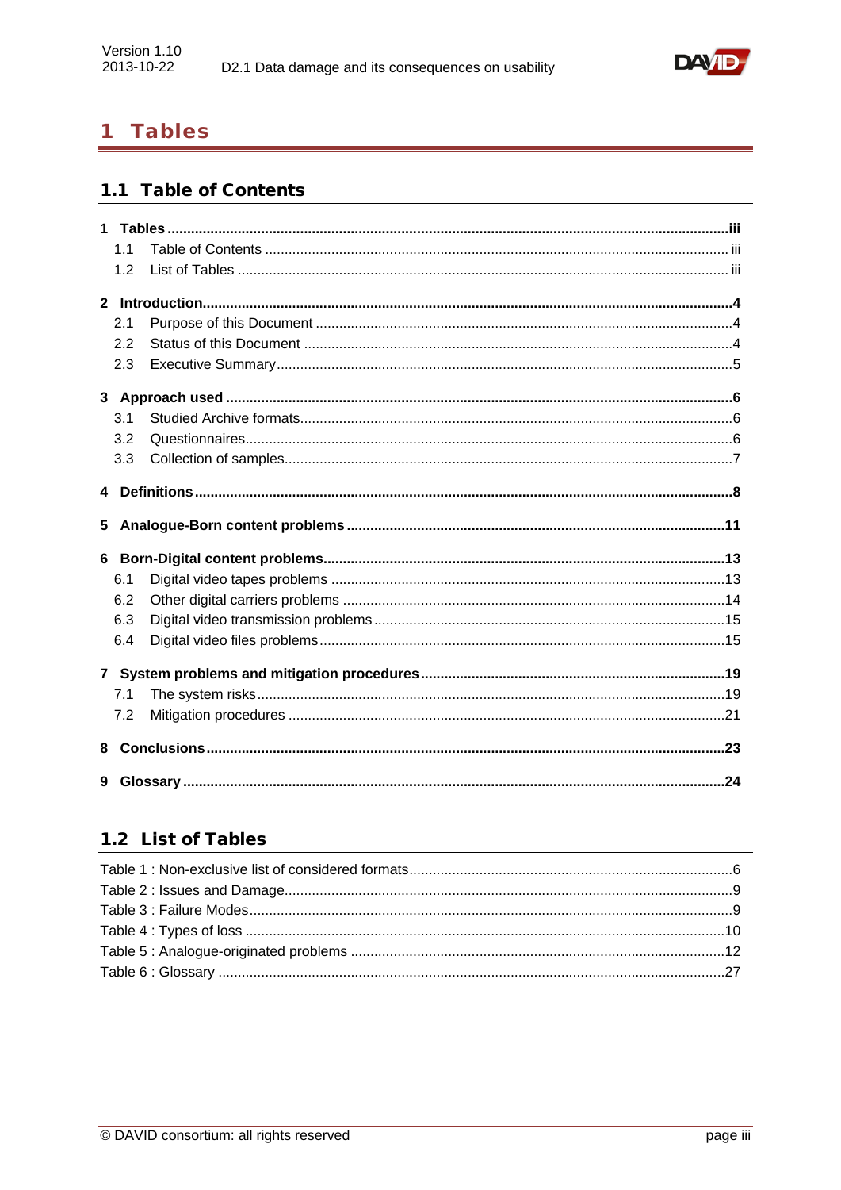# 1 Tables

## 1.1 Table of Contents

**1 Tables** ..... iii
- 1.1 Table of Contents ..... iii
- 1.2 List of Tables ..... iii

**2 Introduction** ..... 4
- 2.1 Purpose of this Document ..... 4
- 2.2 Status of this Document ..... 4
- 2.3 Executive Summary ..... 5

**3 Approach used** ..... 6
- 3.1 Studied Archive formats ..... 6
- 3.2 Questionnaires ..... 6
- 3.3 Collection of samples ..... 7

**4 Definitions** ..... 8

**5 Analogue-Born content problems** ..... 11

**6 Born-Digital content problems** ..... 13
- 6.1 Digital video tapes problems ..... 13
- 6.2 Other digital carriers problems ..... 14
- 6.3 Digital video transmission problems ..... 15
- 6.4 Digital video files problems ..... 15

**7 System problems and mitigation procedures** ..... 19
- 7.1 The system risks ..... 19
- 7.2 Mitigation procedures ..... 21

**8 Conclusions** ..... 23

**9 Glossary** ..... 24

## 1.2 List of Tables

Table 1 : Non-exclusive list of considered formats ..... 6
Table 2 : Issues and Damage ..... 9
Table 3 : Failure Modes ..... 9
Table 4 : Types of loss ..... 10
Table 5 : Analogue-originated problems ..... 12
Table 6 : Glossary ..... 27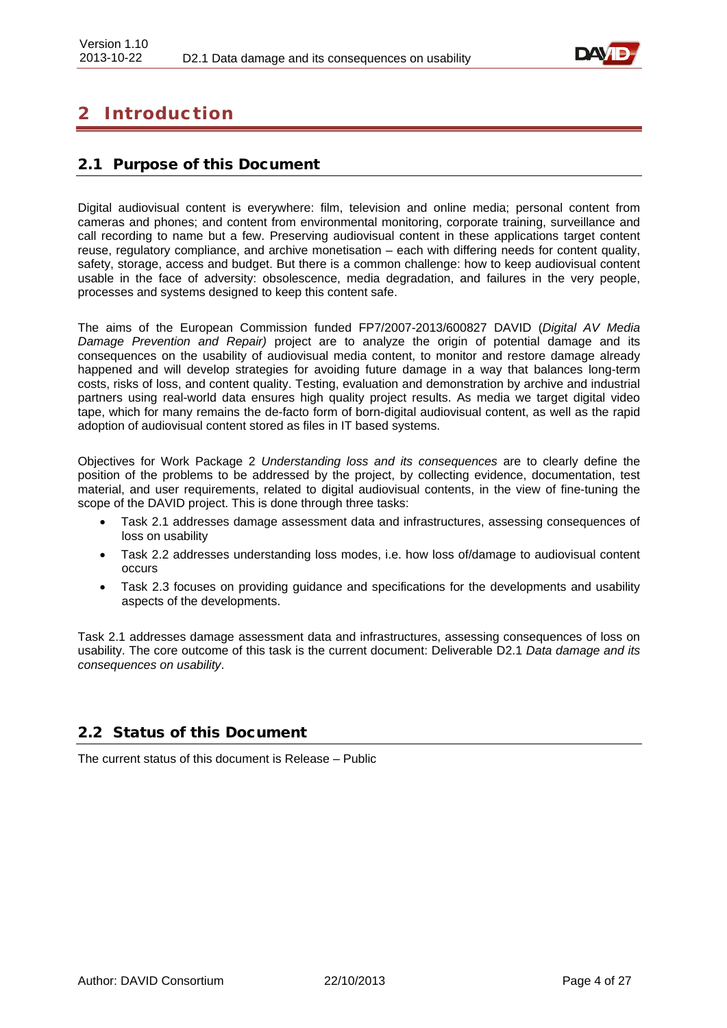# 2 Introduction

## 2.1 Purpose of this Document

Digital audiovisual content is everywhere: film, television and online media; personal content from cameras and phones; and content from environmental monitoring, corporate training, surveillance and call recording to name but a few. Preserving audiovisual content in these applications target content reuse, regulatory compliance, and archive monetisation – each with differing needs for content quality, safety, storage, access and budget. But there is a common challenge: how to keep audiovisual content usable in the face of adversity: obsolescence, media degradation, and failures in the very people, processes and systems designed to keep this content safe.

The aims of the European Commission funded FP7/2007-2013/600827 DAVID (*Digital AV Media Damage Prevention and Repair)* project are to analyze the origin of potential damage and its consequences on the usability of audiovisual media content, to monitor and restore damage already happened and will develop strategies for avoiding future damage in a way that balances long-term costs, risks of loss, and content quality. Testing, evaluation and demonstration by archive and industrial partners using real-world data ensures high quality project results. As media we target digital video tape, which for many remains the de-facto form of born-digital audiovisual content, as well as the rapid adoption of audiovisual content stored as files in IT based systems.

Objectives for Work Package 2 *Understanding loss and its consequences* are to clearly define the position of the problems to be addressed by the project, by collecting evidence, documentation, test material, and user requirements, related to digital audiovisual contents, in the view of fine-tuning the scope of the DAVID project. This is done through three tasks:

- Task 2.1 addresses damage assessment data and infrastructures, assessing consequences of loss on usability
- Task 2.2 addresses understanding loss modes, i.e. how loss of/damage to audiovisual content occurs
- Task 2.3 focuses on providing guidance and specifications for the developments and usability aspects of the developments.

Task 2.1 addresses damage assessment data and infrastructures, assessing consequences of loss on usability. The core outcome of this task is the current document: Deliverable D2.1 *Data damage and its consequences on usability*.

## 2.2 Status of this Document

The current status of this document is Release – Public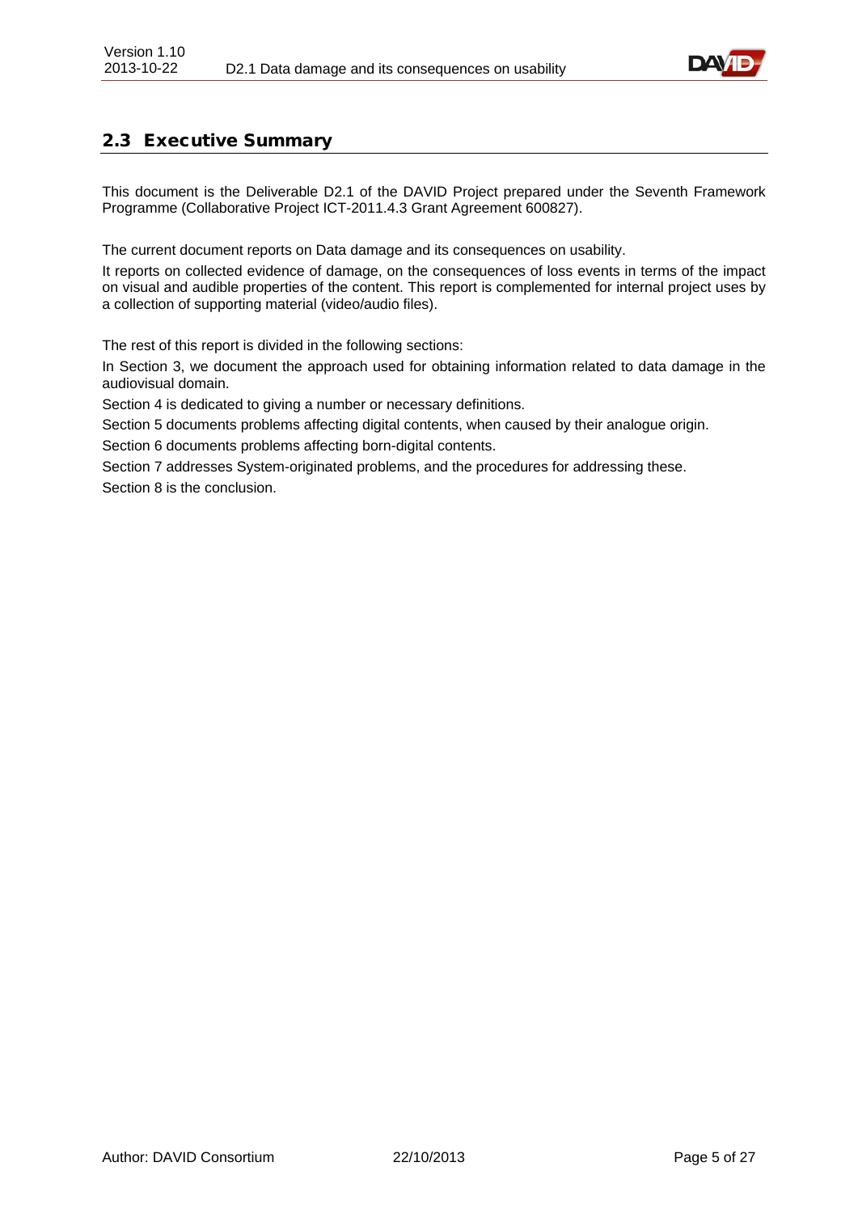## 2.3 Executive Summary

This document is the Deliverable D2.1 of the DAVID Project prepared under the Seventh Framework Programme (Collaborative Project ICT-2011.4.3 Grant Agreement 600827).

The current document reports on Data damage and its consequences on usability.

It reports on collected evidence of damage, on the consequences of loss events in terms of the impact on visual and audible properties of the content. This report is complemented for internal project uses by a collection of supporting material (video/audio files).

The rest of this report is divided in the following sections:

In Section 3, we document the approach used for obtaining information related to data damage in the audiovisual domain.

Section 4 is dedicated to giving a number or necessary definitions.

Section 5 documents problems affecting digital contents, when caused by their analogue origin.

Section 6 documents problems affecting born-digital contents.

Section 7 addresses System-originated problems, and the procedures for addressing these.

Section 8 is the conclusion.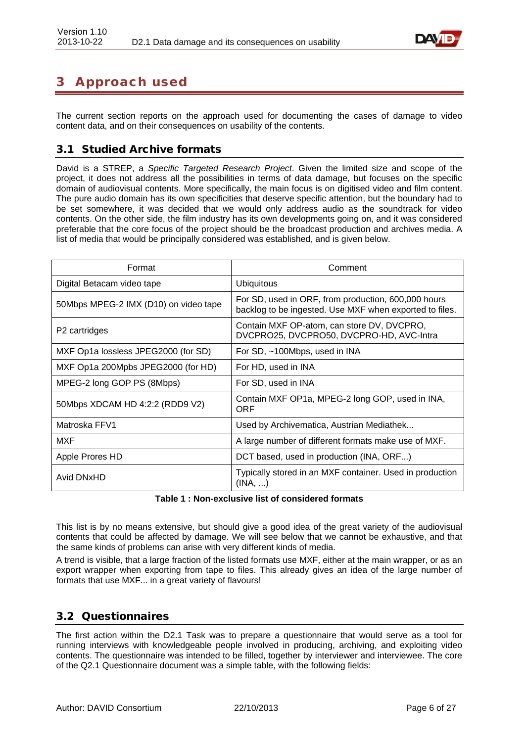# 3 Approach used

The current section reports on the approach used for documenting the cases of damage to video content data, and on their consequences on usability of the contents.

## 3.1 Studied Archive formats

David is a STREP, a *Specific Targeted Research Project*. Given the limited size and scope of the project, it does not address all the possibilities in terms of data damage, but focuses on the specific domain of audiovisual contents. More specifically, the main focus is on digitised video and film content. The pure audio domain has its own specificities that deserve specific attention, but the boundary had to be set somewhere, it was decided that we would only address audio as the soundtrack for video contents. On the other side, the film industry has its own developments going on, and it was considered preferable that the core focus of the project should be the broadcast production and archives media. A list of media that would be principally considered was established, and is given below.

| Format | Comment |
|---|---|
| Digital Betacam video tape | Ubiquitous |
| 50Mbps MPEG-2 IMX (D10) on video tape | For SD, used in ORF, from production, 600,000 hours backlog to be ingested. Use MXF when exported to files. |
| P2 cartridges | Contain MXF OP-atom, can store DV, DVCPRO, DVCPRO25, DVCPRO50, DVCPRO-HD, AVC-Intra |
| MXF Op1a lossless JPEG2000 (for SD) | For SD, ~100Mbps, used in INA |
| MXF Op1a 200Mpbs JPEG2000 (for HD) | For HD, used in INA |
| MPEG-2 long GOP PS (8Mbps) | For SD, used in INA |
| 50Mbps XDCAM HD 4:2:2 (RDD9 V2) | Contain MXF OP1a, MPEG-2 long GOP, used in INA, ORF |
| Matroska FFV1 | Used by Archivematica, Austrian Mediathek... |
| MXF | A large number of different formats make use of MXF. |
| Apple Prores HD | DCT based, used in production (INA, ORF...) |
| Avid DNxHD | Typically stored in an MXF container. Used in production (INA, ...) |

**Table 1 : Non-exclusive list of considered formats**

This list is by no means extensive, but should give a good idea of the great variety of the audiovisual contents that could be affected by damage. We will see below that we cannot be exhaustive, and that the same kinds of problems can arise with very different kinds of media.

A trend is visible, that a large fraction of the listed formats use MXF, either at the main wrapper, or as an export wrapper when exporting from tape to files. This already gives an idea of the large number of formats that use MXF... in a great variety of flavours!

## 3.2 Questionnaires

The first action within the D2.1 Task was to prepare a questionnaire that would serve as a tool for running interviews with knowledgeable people involved in producing, archiving, and exploiting video contents. The questionnaire was intended to be filled, together by interviewer and interviewee. The core of the Q2.1 Questionnaire document was a simple table, with the following fields: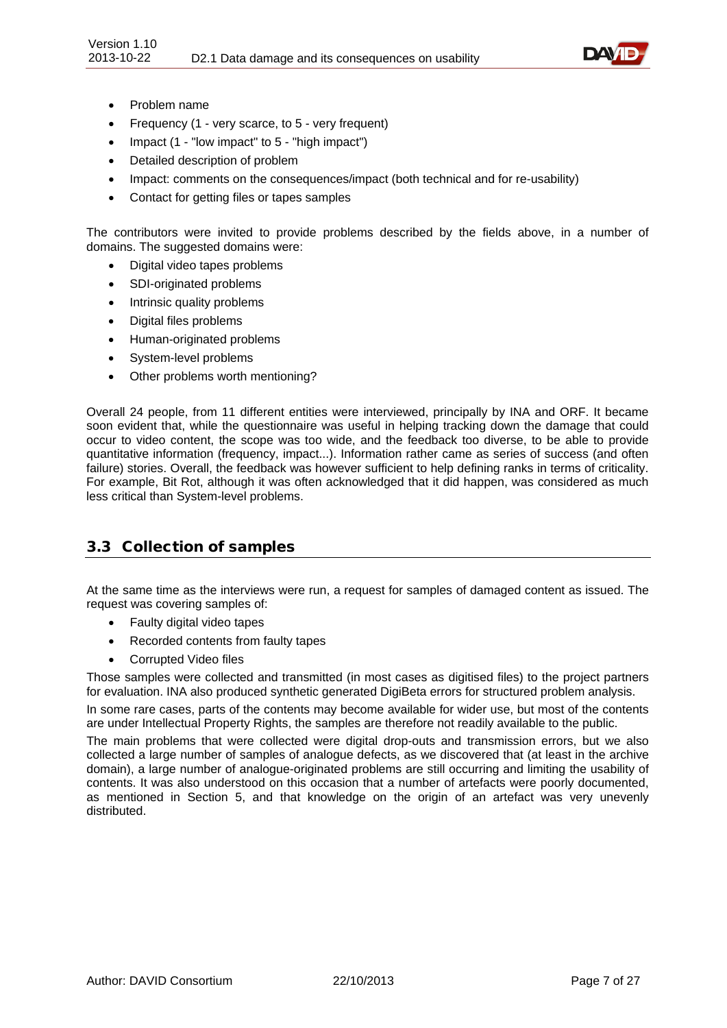- Problem name
- Frequency (1 - very scarce, to 5 - very frequent)
- Impact (1 - "low impact" to 5 - "high impact")
- Detailed description of problem
- Impact: comments on the consequences/impact (both technical and for re-usability)
- Contact for getting files or tapes samples

The contributors were invited to provide problems described by the fields above, in a number of domains. The suggested domains were:

- Digital video tapes problems
- SDI-originated problems
- Intrinsic quality problems
- Digital files problems
- Human-originated problems
- System-level problems
- Other problems worth mentioning?

Overall 24 people, from 11 different entities were interviewed, principally by INA and ORF. It became soon evident that, while the questionnaire was useful in helping tracking down the damage that could occur to video content, the scope was too wide, and the feedback too diverse, to be able to provide quantitative information (frequency, impact...). Information rather came as series of success (and often failure) stories. Overall, the feedback was however sufficient to help defining ranks in terms of criticality. For example, Bit Rot, although it was often acknowledged that it did happen, was considered as much less critical than System-level problems.

## 3.3 Collection of samples

At the same time as the interviews were run, a request for samples of damaged content as issued. The request was covering samples of:

- Faulty digital video tapes
- Recorded contents from faulty tapes
- Corrupted Video files

Those samples were collected and transmitted (in most cases as digitised files) to the project partners for evaluation. INA also produced synthetic generated DigiBeta errors for structured problem analysis.

In some rare cases, parts of the contents may become available for wider use, but most of the contents are under Intellectual Property Rights, the samples are therefore not readily available to the public.

The main problems that were collected were digital drop-outs and transmission errors, but we also collected a large number of samples of analogue defects, as we discovered that (at least in the archive domain), a large number of analogue-originated problems are still occurring and limiting the usability of contents. It was also understood on this occasion that a number of artefacts were poorly documented, as mentioned in Section 5, and that knowledge on the origin of an artefact was very unevenly distributed.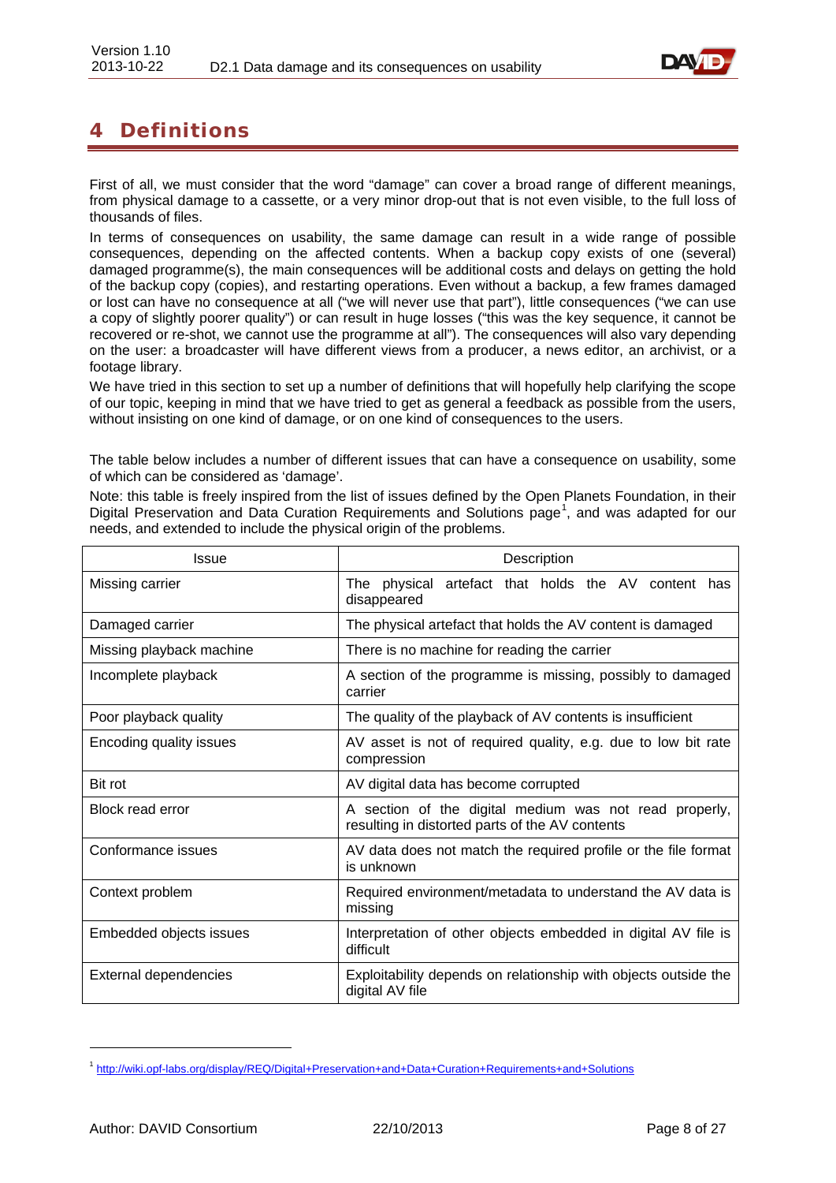# 4 Definitions

First of all, we must consider that the word "damage" can cover a broad range of different meanings, from physical damage to a cassette, or a very minor drop-out that is not even visible, to the full loss of thousands of files.

In terms of consequences on usability, the same damage can result in a wide range of possible consequences, depending on the affected contents. When a backup copy exists of one (several) damaged programme(s), the main consequences will be additional costs and delays on getting the hold of the backup copy (copies), and restarting operations. Even without a backup, a few frames damaged or lost can have no consequence at all ("we will never use that part"), little consequences ("we can use a copy of slightly poorer quality") or can result in huge losses ("this was the key sequence, it cannot be recovered or re-shot, we cannot use the programme at all"). The consequences will also vary depending on the user: a broadcaster will have different views from a producer, a news editor, an archivist, or a footage library.

We have tried in this section to set up a number of definitions that will hopefully help clarifying the scope of our topic, keeping in mind that we have tried to get as general a feedback as possible from the users, without insisting on one kind of damage, or on one kind of consequences to the users.

The table below includes a number of different issues that can have a consequence on usability, some of which can be considered as 'damage'.

Note: this table is freely inspired from the list of issues defined by the Open Planets Foundation, in their Digital Preservation and Data Curation Requirements and Solutions page[1], and was adapted for our needs, and extended to include the physical origin of the problems.

| Issue | Description |
|---|---|
| Missing carrier | The physical artefact that holds the AV content has disappeared |
| Damaged carrier | The physical artefact that holds the AV content is damaged |
| Missing playback machine | There is no machine for reading the carrier |
| Incomplete playback | A section of the programme is missing, possibly to damaged carrier |
| Poor playback quality | The quality of the playback of AV contents is insufficient |
| Encoding quality issues | AV asset is not of required quality, e.g. due to low bit rate compression |
| Bit rot | AV digital data has become corrupted |
| Block read error | A section of the digital medium was not read properly, resulting in distorted parts of the AV contents |
| Conformance issues | AV data does not match the required profile or the file format is unknown |
| Context problem | Required environment/metadata to understand the AV data is missing |
| Embedded objects issues | Interpretation of other objects embedded in digital AV file is difficult |
| External dependencies | Exploitability depends on relationship with objects outside the digital AV file |

[1] http://wiki.opf-labs.org/display/REQ/Digital+Preservation+and+Data+Curation+Requirements+and+Solutions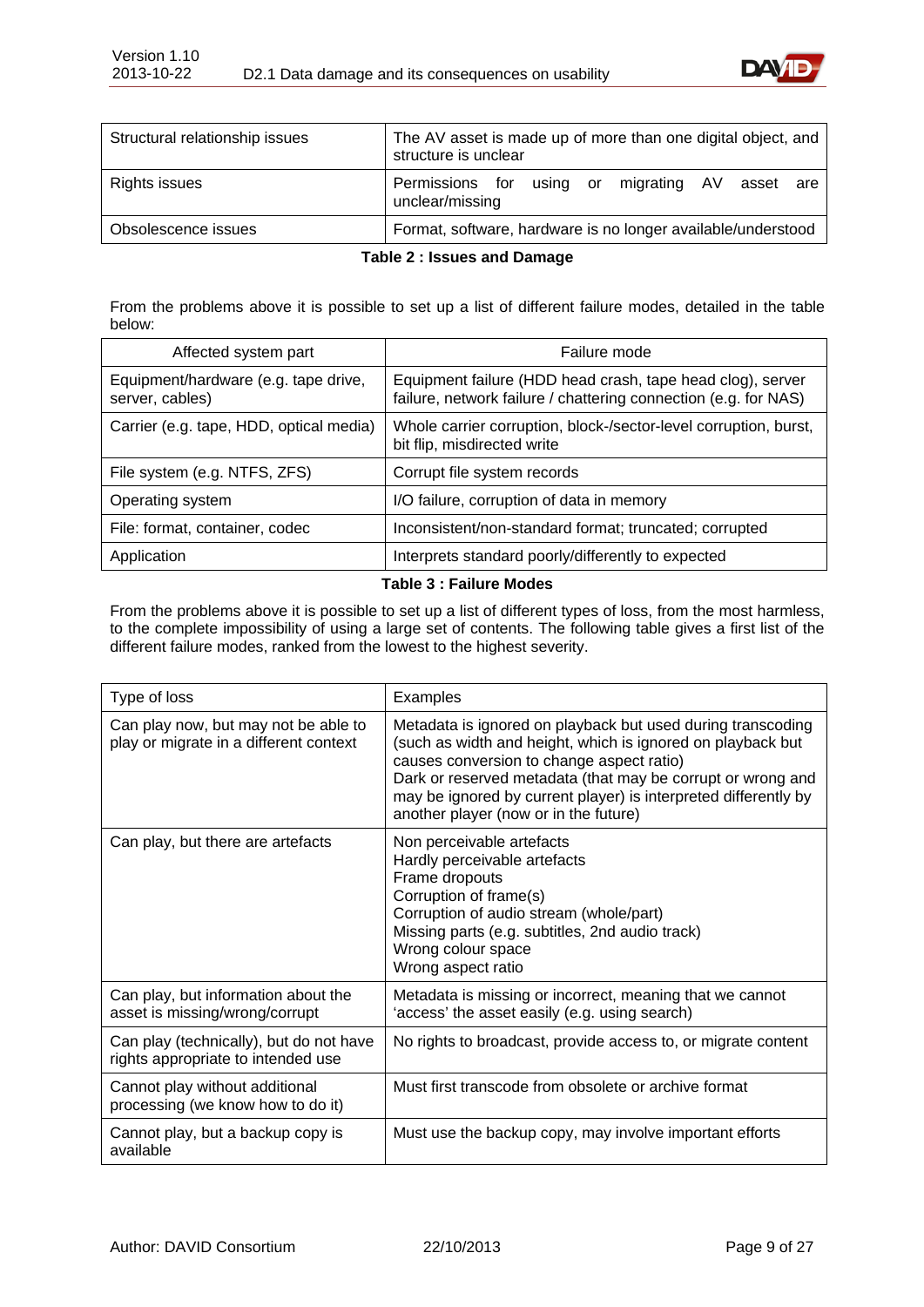| Structural relationship issues | The AV asset is made up of more than one digital object, and structure is unclear |
|---|---|
| Rights issues | Permissions for using or migrating AV asset are unclear/missing |
| Obsolescence issues | Format, software, hardware is no longer available/understood |

**Table 2 : Issues and Damage**

From the problems above it is possible to set up a list of different failure modes, detailed in the table below:

| Affected system part | Failure mode |
|---|---|
| Equipment/hardware (e.g. tape drive, server, cables) | Equipment failure (HDD head crash, tape head clog), server failure, network failure / chattering connection (e.g. for NAS) |
| Carrier (e.g. tape, HDD, optical media) | Whole carrier corruption, block-/sector-level corruption, burst, bit flip, misdirected write |
| File system (e.g. NTFS, ZFS) | Corrupt file system records |
| Operating system | I/O failure, corruption of data in memory |
| File: format, container, codec | Inconsistent/non-standard format; truncated; corrupted |
| Application | Interprets standard poorly/differently to expected |

**Table 3 : Failure Modes**

From the problems above it is possible to set up a list of different types of loss, from the most harmless, to the complete impossibility of using a large set of contents. The following table gives a first list of the different failure modes, ranked from the lowest to the highest severity.

| Type of loss | Examples |
|---|---|
| Can play now, but may not be able to play or migrate in a different context | Metadata is ignored on playback but used during transcoding (such as width and height, which is ignored on playback but causes conversion to change aspect ratio)<br>Dark or reserved metadata (that may be corrupt or wrong and may be ignored by current player) is interpreted differently by another player (now or in the future) |
| Can play, but there are artefacts | Non perceivable artefacts<br>Hardly perceivable artefacts<br>Frame dropouts<br>Corruption of frame(s)<br>Corruption of audio stream (whole/part)<br>Missing parts (e.g. subtitles, 2nd audio track)<br>Wrong colour space<br>Wrong aspect ratio |
| Can play, but information about the asset is missing/wrong/corrupt | Metadata is missing or incorrect, meaning that we cannot 'access' the asset easily (e.g. using search) |
| Can play (technically), but do not have rights appropriate to intended use | No rights to broadcast, provide access to, or migrate content |
| Cannot play without additional processing (we know how to do it) | Must first transcode from obsolete or archive format |
| Cannot play, but a backup copy is available | Must use the backup copy, may involve important efforts |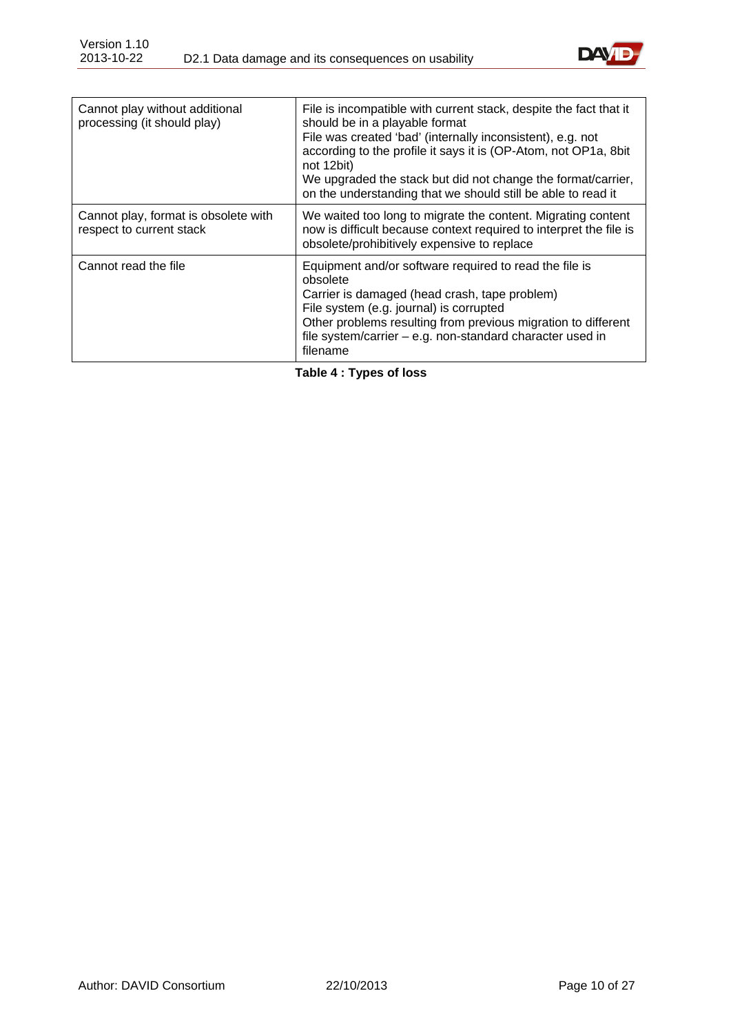| | |
|---|---|
| Cannot play without additional processing (it should play) | File is incompatible with current stack, despite the fact that it should be in a playable format<br>File was created 'bad' (internally inconsistent), e.g. not according to the profile it says it is (OP-Atom, not OP1a, 8bit not 12bit)<br>We upgraded the stack but did not change the format/carrier, on the understanding that we should still be able to read it |
| Cannot play, format is obsolete with respect to current stack | We waited too long to migrate the content. Migrating content now is difficult because context required to interpret the file is obsolete/prohibitively expensive to replace |
| Cannot read the file | Equipment and/or software required to read the file is obsolete<br>Carrier is damaged (head crash, tape problem)<br>File system (e.g. journal) is corrupted<br>Other problems resulting from previous migration to different file system/carrier – e.g. non-standard character used in filename |

**Table 4 : Types of loss**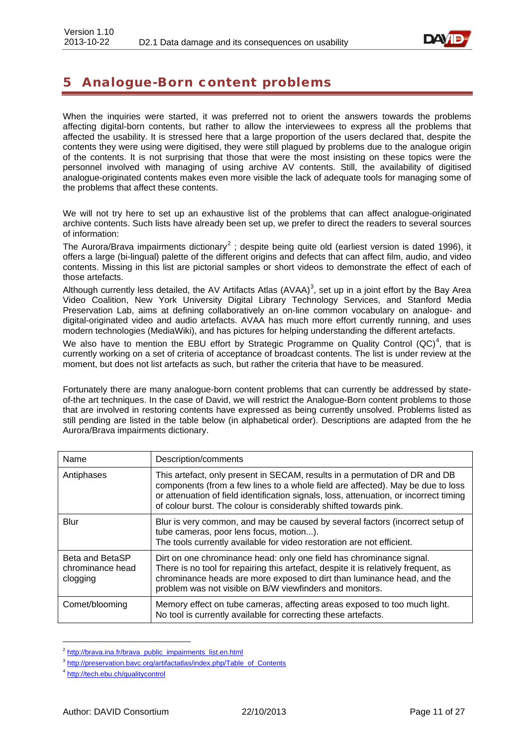# 5 Analogue-Born content problems

When the inquiries were started, it was preferred not to orient the answers towards the problems affecting digital-born contents, but rather to allow the interviewees to express all the problems that affected the usability. It is stressed here that a large proportion of the users declared that, despite the contents they were using were digitised, they were still plagued by problems due to the analogue origin of the contents. It is not surprising that those that were the most insisting on these topics were the personnel involved with managing of using archive AV contents. Still, the availability of digitised analogue-originated contents makes even more visible the lack of adequate tools for managing some of the problems that affect these contents.

We will not try here to set up an exhaustive list of the problems that can affect analogue-originated archive contents. Such lists have already been set up, we prefer to direct the readers to several sources of information:

The Aurora/Brava impairments dictionary[2] ; despite being quite old (earliest version is dated 1996), it offers a large (bi-lingual) palette of the different origins and defects that can affect film, audio, and video contents. Missing in this list are pictorial samples or short videos to demonstrate the effect of each of those artefacts.

Although currently less detailed, the AV Artifacts Atlas (AVAA)[3], set up in a joint effort by the Bay Area Video Coalition, New York University Digital Library Technology Services, and Stanford Media Preservation Lab, aims at defining collaboratively an on-line common vocabulary on analogue- and digital-originated video and audio artefacts. AVAA has much more effort currently running, and uses modern technologies (MediaWiki), and has pictures for helping understanding the different artefacts.

We also have to mention the EBU effort by Strategic Programme on Quality Control (QC)[4], that is currently working on a set of criteria of acceptance of broadcast contents. The list is under review at the moment, but does not list artefacts as such, but rather the criteria that have to be measured.

Fortunately there are many analogue-born content problems that can currently be addressed by state-of-the art techniques. In the case of David, we will restrict the Analogue-Born content problems to those that are involved in restoring contents have expressed as being currently unsolved. Problems listed as still pending are listed in the table below (in alphabetical order). Descriptions are adapted from the he Aurora/Brava impairments dictionary.

| Name | Description/comments |
|---|---|
| Antiphases | This artefact, only present in SECAM, results in a permutation of DR and DB components (from a few lines to a whole field are affected). May be due to loss or attenuation of field identification signals, loss, attenuation, or incorrect timing of colour burst. The colour is considerably shifted towards pink. |
| Blur | Blur is very common, and may be caused by several factors (incorrect setup of tube cameras, poor lens focus, motion...).<br>The tools currently available for video restoration are not efficient. |
| Beta and BetaSP chrominance head clogging | Dirt on one chrominance head: only one field has chrominance signal.<br>There is no tool for repairing this artefact, despite it is relatively frequent, as chrominance heads are more exposed to dirt than luminance head, and the problem was not visible on B/W viewfinders and monitors. |
| Comet/blooming | Memory effect on tube cameras, affecting areas exposed to too much light.<br>No tool is currently available for correcting these artefacts. |

[2] http://brava.ina.fr/brava_public_impairments_list.en.html

[3] http://preservation.bavc.org/artifactatlas/index.php/Table_of_Contents

[4] http://tech.ebu.ch/qualitycontrol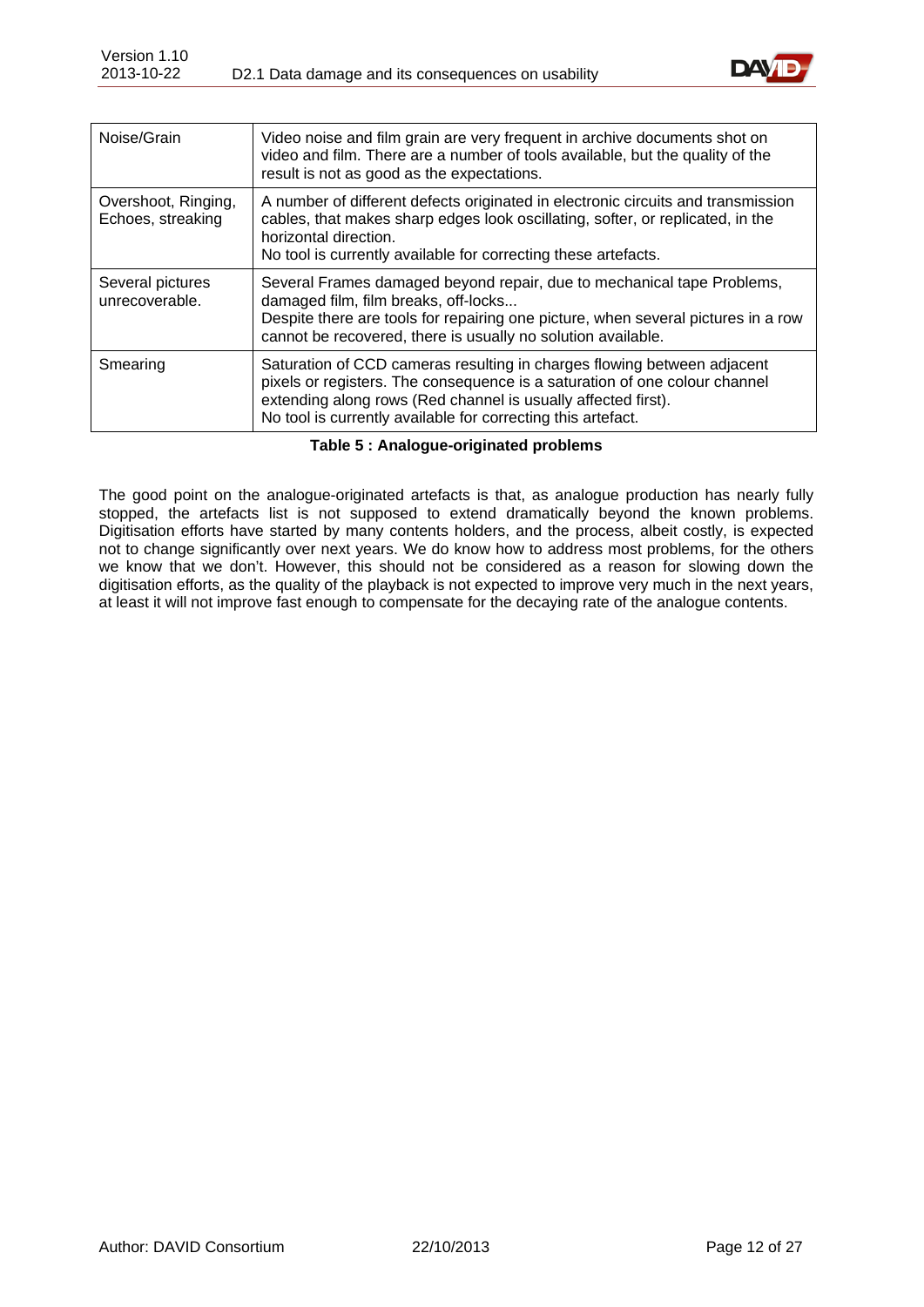| | |
|---|---|
| Noise/Grain | Video noise and film grain are very frequent in archive documents shot on video and film. There are a number of tools available, but the quality of the result is not as good as the expectations. |
| Overshoot, Ringing, Echoes, streaking | A number of different defects originated in electronic circuits and transmission cables, that makes sharp edges look oscillating, softer, or replicated, in the horizontal direction.<br>No tool is currently available for correcting these artefacts. |
| Several pictures unrecoverable. | Several Frames damaged beyond repair, due to mechanical tape Problems, damaged film, film breaks, off-locks...<br>Despite there are tools for repairing one picture, when several pictures in a row cannot be recovered, there is usually no solution available. |
| Smearing | Saturation of CCD cameras resulting in charges flowing between adjacent pixels or registers. The consequence is a saturation of one colour channel extending along rows (Red channel is usually affected first).<br>No tool is currently available for correcting this artefact. |

**Table 5 : Analogue-originated problems**

The good point on the analogue-originated artefacts is that, as analogue production has nearly fully stopped, the artefacts list is not supposed to extend dramatically beyond the known problems. Digitisation efforts have started by many contents holders, and the process, albeit costly, is expected not to change significantly over next years. We do know how to address most problems, for the others we know that we don't. However, this should not be considered as a reason for slowing down the digitisation efforts, as the quality of the playback is not expected to improve very much in the next years, at least it will not improve fast enough to compensate for the decaying rate of the analogue contents.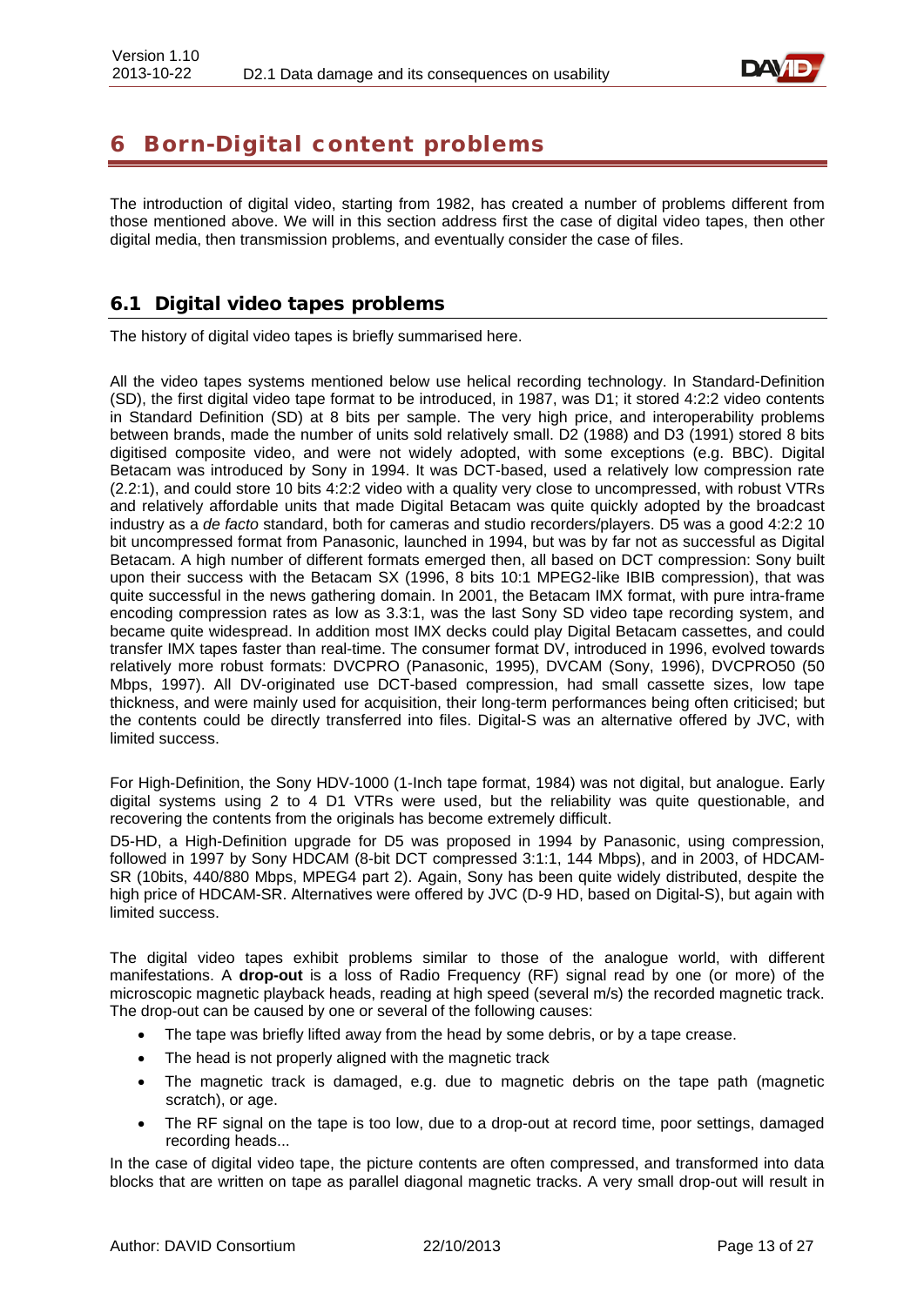# 6 Born-Digital content problems

The introduction of digital video, starting from 1982, has created a number of problems different from those mentioned above. We will in this section address first the case of digital video tapes, then other digital media, then transmission problems, and eventually consider the case of files.

## 6.1 Digital video tapes problems

The history of digital video tapes is briefly summarised here.

All the video tapes systems mentioned below use helical recording technology. In Standard-Definition (SD), the first digital video tape format to be introduced, in 1987, was D1; it stored 4:2:2 video contents in Standard Definition (SD) at 8 bits per sample. The very high price, and interoperability problems between brands, made the number of units sold relatively small. D2 (1988) and D3 (1991) stored 8 bits digitised composite video, and were not widely adopted, with some exceptions (e.g. BBC). Digital Betacam was introduced by Sony in 1994. It was DCT-based, used a relatively low compression rate (2.2:1), and could store 10 bits 4:2:2 video with a quality very close to uncompressed, with robust VTRs and relatively affordable units that made Digital Betacam was quite quickly adopted by the broadcast industry as a *de facto* standard, both for cameras and studio recorders/players. D5 was a good 4:2:2 10 bit uncompressed format from Panasonic, launched in 1994, but was by far not as successful as Digital Betacam. A high number of different formats emerged then, all based on DCT compression: Sony built upon their success with the Betacam SX (1996, 8 bits 10:1 MPEG2-like IBIB compression), that was quite successful in the news gathering domain. In 2001, the Betacam IMX format, with pure intra-frame encoding compression rates as low as 3.3:1, was the last Sony SD video tape recording system, and became quite widespread. In addition most IMX decks could play Digital Betacam cassettes, and could transfer IMX tapes faster than real-time. The consumer format DV, introduced in 1996, evolved towards relatively more robust formats: DVCPRO (Panasonic, 1995), DVCAM (Sony, 1996), DVCPRO50 (50 Mbps, 1997). All DV-originated use DCT-based compression, had small cassette sizes, low tape thickness, and were mainly used for acquisition, their long-term performances being often criticised; but the contents could be directly transferred into files. Digital-S was an alternative offered by JVC, with limited success.

For High-Definition, the Sony HDV-1000 (1-Inch tape format, 1984) was not digital, but analogue. Early digital systems using 2 to 4 D1 VTRs were used, but the reliability was quite questionable, and recovering the contents from the originals has become extremely difficult.

D5-HD, a High-Definition upgrade for D5 was proposed in 1994 by Panasonic, using compression, followed in 1997 by Sony HDCAM (8-bit DCT compressed 3:1:1, 144 Mbps), and in 2003, of HDCAM-SR (10bits, 440/880 Mbps, MPEG4 part 2). Again, Sony has been quite widely distributed, despite the high price of HDCAM-SR. Alternatives were offered by JVC (D-9 HD, based on Digital-S), but again with limited success.

The digital video tapes exhibit problems similar to those of the analogue world, with different manifestations. A **drop-out** is a loss of Radio Frequency (RF) signal read by one (or more) of the microscopic magnetic playback heads, reading at high speed (several m/s) the recorded magnetic track. The drop-out can be caused by one or several of the following causes:

- The tape was briefly lifted away from the head by some debris, or by a tape crease.
- The head is not properly aligned with the magnetic track
- The magnetic track is damaged, e.g. due to magnetic debris on the tape path (magnetic scratch), or age.
- The RF signal on the tape is too low, due to a drop-out at record time, poor settings, damaged recording heads...

In the case of digital video tape, the picture contents are often compressed, and transformed into data blocks that are written on tape as parallel diagonal magnetic tracks. A very small drop-out will result in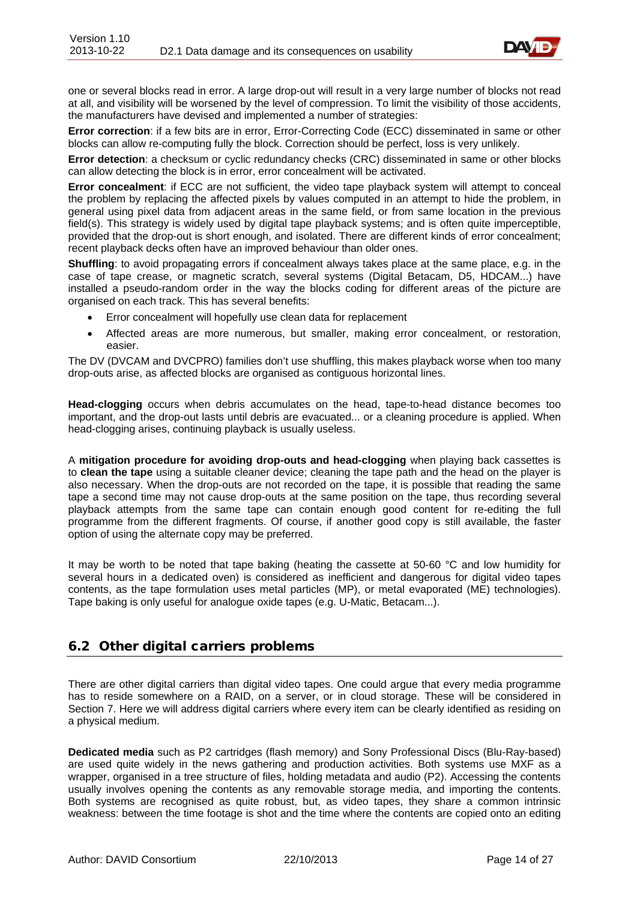one or several blocks read in error. A large drop-out will result in a very large number of blocks not read at all, and visibility will be worsened by the level of compression. To limit the visibility of those accidents, the manufacturers have devised and implemented a number of strategies:

**Error correction**: if a few bits are in error, Error-Correcting Code (ECC) disseminated in same or other blocks can allow re-computing fully the block. Correction should be perfect, loss is very unlikely.

**Error detection**: a checksum or cyclic redundancy checks (CRC) disseminated in same or other blocks can allow detecting the block is in error, error concealment will be activated.

**Error concealment**: if ECC are not sufficient, the video tape playback system will attempt to conceal the problem by replacing the affected pixels by values computed in an attempt to hide the problem, in general using pixel data from adjacent areas in the same field, or from same location in the previous field(s). This strategy is widely used by digital tape playback systems; and is often quite imperceptible, provided that the drop-out is short enough, and isolated. There are different kinds of error concealment; recent playback decks often have an improved behaviour than older ones.

**Shuffling**: to avoid propagating errors if concealment always takes place at the same place, e.g. in the case of tape crease, or magnetic scratch, several systems (Digital Betacam, D5, HDCAM...) have installed a pseudo-random order in the way the blocks coding for different areas of the picture are organised on each track. This has several benefits:

- Error concealment will hopefully use clean data for replacement
- Affected areas are more numerous, but smaller, making error concealment, or restoration, easier.

The DV (DVCAM and DVCPRO) families don't use shuffling, this makes playback worse when too many drop-outs arise, as affected blocks are organised as contiguous horizontal lines.

**Head-clogging** occurs when debris accumulates on the head, tape-to-head distance becomes too important, and the drop-out lasts until debris are evacuated... or a cleaning procedure is applied. When head-clogging arises, continuing playback is usually useless.

A **mitigation procedure for avoiding drop-outs and head-clogging** when playing back cassettes is to **clean the tape** using a suitable cleaner device; cleaning the tape path and the head on the player is also necessary. When the drop-outs are not recorded on the tape, it is possible that reading the same tape a second time may not cause drop-outs at the same position on the tape, thus recording several playback attempts from the same tape can contain enough good content for re-editing the full programme from the different fragments. Of course, if another good copy is still available, the faster option of using the alternate copy may be preferred.

It may be worth to be noted that tape baking (heating the cassette at 50-60 °C and low humidity for several hours in a dedicated oven) is considered as inefficient and dangerous for digital video tapes contents, as the tape formulation uses metal particles (MP), or metal evaporated (ME) technologies). Tape baking is only useful for analogue oxide tapes (e.g. U-Matic, Betacam...).

## 6.2 Other digital carriers problems

There are other digital carriers than digital video tapes. One could argue that every media programme has to reside somewhere on a RAID, on a server, or in cloud storage. These will be considered in Section 7. Here we will address digital carriers where every item can be clearly identified as residing on a physical medium.

**Dedicated media** such as P2 cartridges (flash memory) and Sony Professional Discs (Blu-Ray-based) are used quite widely in the news gathering and production activities. Both systems use MXF as a wrapper, organised in a tree structure of files, holding metadata and audio (P2). Accessing the contents usually involves opening the contents as any removable storage media, and importing the contents. Both systems are recognised as quite robust, but, as video tapes, they share a common intrinsic weakness: between the time footage is shot and the time where the contents are copied onto an editing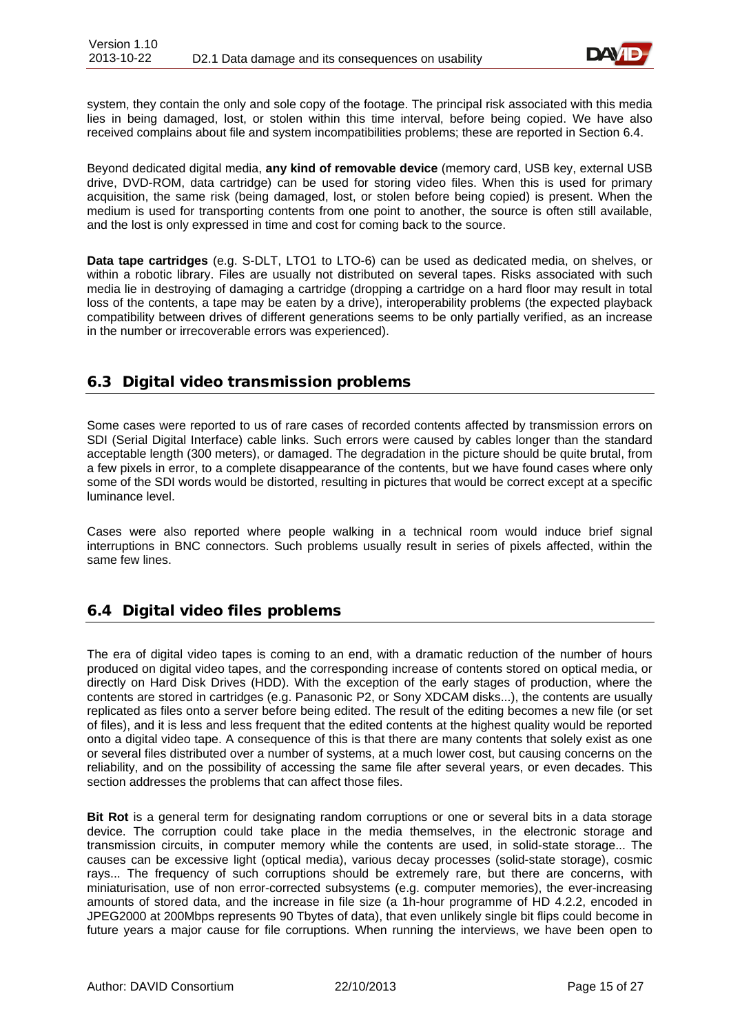system, they contain the only and sole copy of the footage. The principal risk associated with this media lies in being damaged, lost, or stolen within this time interval, before being copied. We have also received complains about file and system incompatibilities problems; these are reported in Section 6.4.

Beyond dedicated digital media, **any kind of removable device** (memory card, USB key, external USB drive, DVD-ROM, data cartridge) can be used for storing video files. When this is used for primary acquisition, the same risk (being damaged, lost, or stolen before being copied) is present. When the medium is used for transporting contents from one point to another, the source is often still available, and the lost is only expressed in time and cost for coming back to the source.

**Data tape cartridges** (e.g. S-DLT, LTO1 to LTO-6) can be used as dedicated media, on shelves, or within a robotic library. Files are usually not distributed on several tapes. Risks associated with such media lie in destroying of damaging a cartridge (dropping a cartridge on a hard floor may result in total loss of the contents, a tape may be eaten by a drive), interoperability problems (the expected playback compatibility between drives of different generations seems to be only partially verified, as an increase in the number or irrecoverable errors was experienced).

## 6.3 Digital video transmission problems

Some cases were reported to us of rare cases of recorded contents affected by transmission errors on SDI (Serial Digital Interface) cable links. Such errors were caused by cables longer than the standard acceptable length (300 meters), or damaged. The degradation in the picture should be quite brutal, from a few pixels in error, to a complete disappearance of the contents, but we have found cases where only some of the SDI words would be distorted, resulting in pictures that would be correct except at a specific luminance level.

Cases were also reported where people walking in a technical room would induce brief signal interruptions in BNC connectors. Such problems usually result in series of pixels affected, within the same few lines.

## 6.4 Digital video files problems

The era of digital video tapes is coming to an end, with a dramatic reduction of the number of hours produced on digital video tapes, and the corresponding increase of contents stored on optical media, or directly on Hard Disk Drives (HDD). With the exception of the early stages of production, where the contents are stored in cartridges (e.g. Panasonic P2, or Sony XDCAM disks...), the contents are usually replicated as files onto a server before being edited. The result of the editing becomes a new file (or set of files), and it is less and less frequent that the edited contents at the highest quality would be reported onto a digital video tape. A consequence of this is that there are many contents that solely exist as one or several files distributed over a number of systems, at a much lower cost, but causing concerns on the reliability, and on the possibility of accessing the same file after several years, or even decades. This section addresses the problems that can affect those files.

**Bit Rot** is a general term for designating random corruptions or one or several bits in a data storage device. The corruption could take place in the media themselves, in the electronic storage and transmission circuits, in computer memory while the contents are used, in solid-state storage... The causes can be excessive light (optical media), various decay processes (solid-state storage), cosmic rays... The frequency of such corruptions should be extremely rare, but there are concerns, with miniaturisation, use of non error-corrected subsystems (e.g. computer memories), the ever-increasing amounts of stored data, and the increase in file size (a 1h-hour programme of HD 4.2.2, encoded in JPEG2000 at 200Mbps represents 90 Tbytes of data), that even unlikely single bit flips could become in future years a major cause for file corruptions. When running the interviews, we have been open to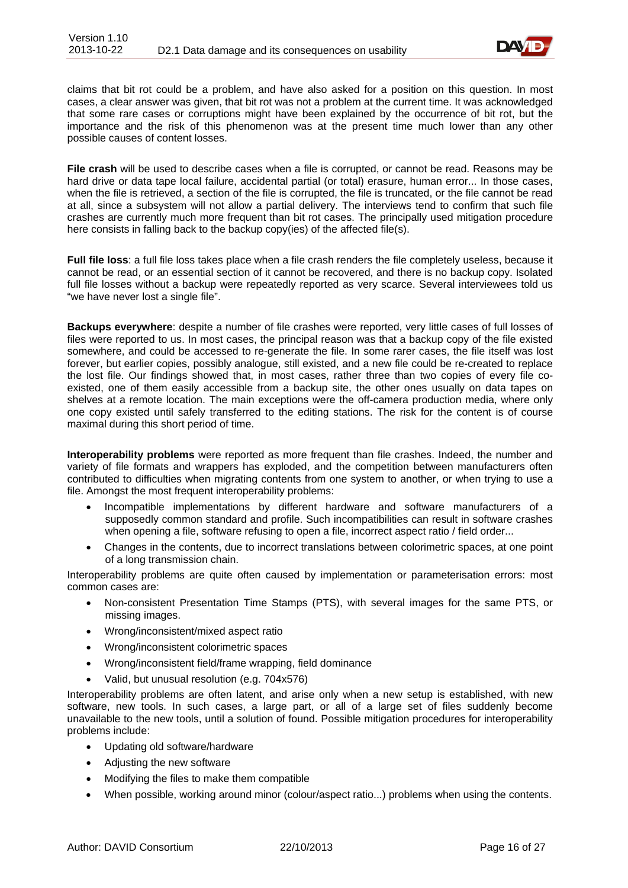claims that bit rot could be a problem, and have also asked for a position on this question. In most cases, a clear answer was given, that bit rot was not a problem at the current time. It was acknowledged that some rare cases or corruptions might have been explained by the occurrence of bit rot, but the importance and the risk of this phenomenon was at the present time much lower than any other possible causes of content losses.

**File crash** will be used to describe cases when a file is corrupted, or cannot be read. Reasons may be hard drive or data tape local failure, accidental partial (or total) erasure, human error... In those cases, when the file is retrieved, a section of the file is corrupted, the file is truncated, or the file cannot be read at all, since a subsystem will not allow a partial delivery. The interviews tend to confirm that such file crashes are currently much more frequent than bit rot cases. The principally used mitigation procedure here consists in falling back to the backup copy(ies) of the affected file(s).

**Full file loss**: a full file loss takes place when a file crash renders the file completely useless, because it cannot be read, or an essential section of it cannot be recovered, and there is no backup copy. Isolated full file losses without a backup were repeatedly reported as very scarce. Several interviewees told us "we have never lost a single file".

**Backups everywhere**: despite a number of file crashes were reported, very little cases of full losses of files were reported to us. In most cases, the principal reason was that a backup copy of the file existed somewhere, and could be accessed to re-generate the file. In some rarer cases, the file itself was lost forever, but earlier copies, possibly analogue, still existed, and a new file could be re-created to replace the lost file. Our findings showed that, in most cases, rather three than two copies of every file co-existed, one of them easily accessible from a backup site, the other ones usually on data tapes on shelves at a remote location. The main exceptions were the off-camera production media, where only one copy existed until safely transferred to the editing stations. The risk for the content is of course maximal during this short period of time.

**Interoperability problems** were reported as more frequent than file crashes. Indeed, the number and variety of file formats and wrappers has exploded, and the competition between manufacturers often contributed to difficulties when migrating contents from one system to another, or when trying to use a file. Amongst the most frequent interoperability problems:

- Incompatible implementations by different hardware and software manufacturers of a supposedly common standard and profile. Such incompatibilities can result in software crashes when opening a file, software refusing to open a file, incorrect aspect ratio / field order...
- Changes in the contents, due to incorrect translations between colorimetric spaces, at one point of a long transmission chain.

Interoperability problems are quite often caused by implementation or parameterisation errors: most common cases are:

- Non-consistent Presentation Time Stamps (PTS), with several images for the same PTS, or missing images.
- Wrong/inconsistent/mixed aspect ratio
- Wrong/inconsistent colorimetric spaces
- Wrong/inconsistent field/frame wrapping, field dominance
- Valid, but unusual resolution (e.g. 704x576)

Interoperability problems are often latent, and arise only when a new setup is established, with new software, new tools. In such cases, a large part, or all of a large set of files suddenly become unavailable to the new tools, until a solution of found. Possible mitigation procedures for interoperability problems include:

- Updating old software/hardware
- Adjusting the new software
- Modifying the files to make them compatible
- When possible, working around minor (colour/aspect ratio...) problems when using the contents.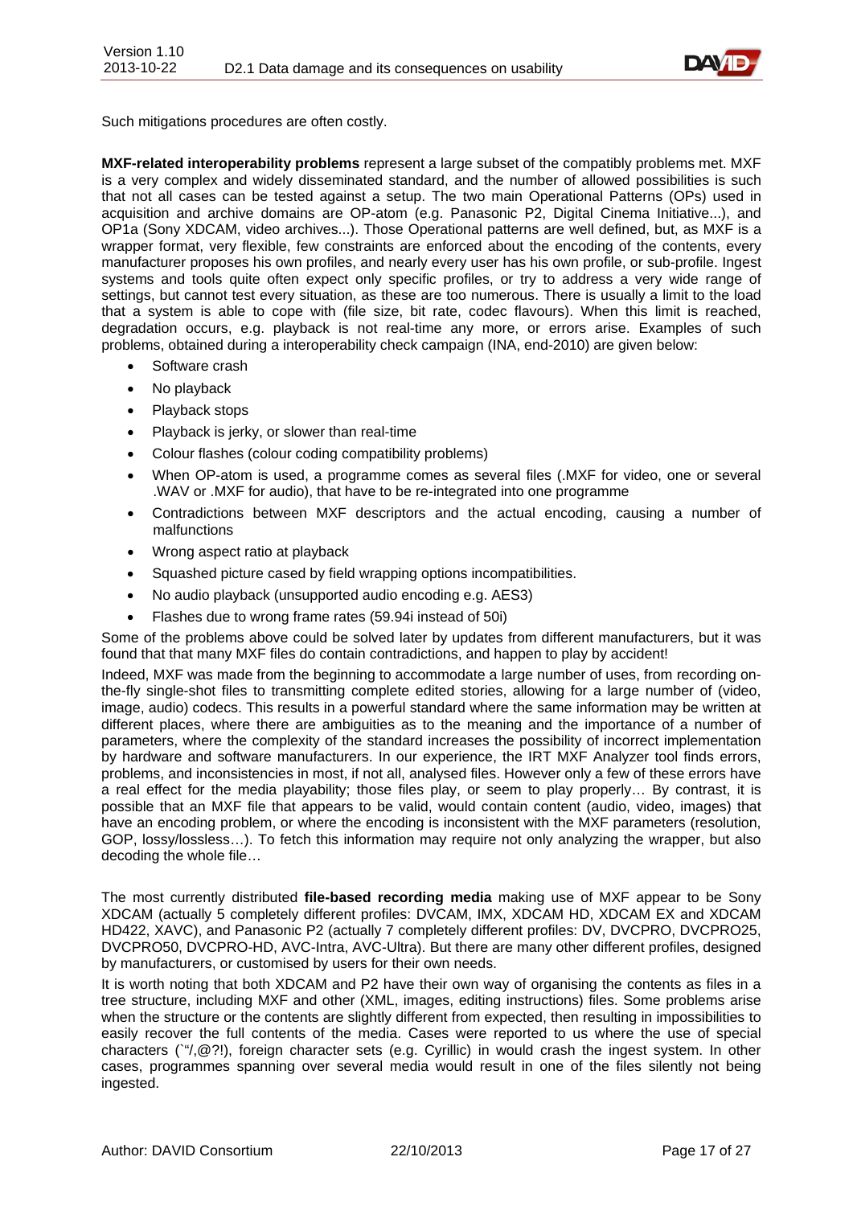Such mitigations procedures are often costly.

**MXF-related interoperability problems** represent a large subset of the compatibly problems met. MXF is a very complex and widely disseminated standard, and the number of allowed possibilities is such that not all cases can be tested against a setup. The two main Operational Patterns (OPs) used in acquisition and archive domains are OP-atom (e.g. Panasonic P2, Digital Cinema Initiative...), and OP1a (Sony XDCAM, video archives...). Those Operational patterns are well defined, but, as MXF is a wrapper format, very flexible, few constraints are enforced about the encoding of the contents, every manufacturer proposes his own profiles, and nearly every user has his own profile, or sub-profile. Ingest systems and tools quite often expect only specific profiles, or try to address a very wide range of settings, but cannot test every situation, as these are too numerous. There is usually a limit to the load that a system is able to cope with (file size, bit rate, codec flavours). When this limit is reached, degradation occurs, e.g. playback is not real-time any more, or errors arise. Examples of such problems, obtained during a interoperability check campaign (INA, end-2010) are given below:

- Software crash
- No playback
- Playback stops
- Playback is jerky, or slower than real-time
- Colour flashes (colour coding compatibility problems)
- When OP-atom is used, a programme comes as several files (.MXF for video, one or several .WAV or .MXF for audio), that have to be re-integrated into one programme
- Contradictions between MXF descriptors and the actual encoding, causing a number of malfunctions
- Wrong aspect ratio at playback
- Squashed picture cased by field wrapping options incompatibilities.
- No audio playback (unsupported audio encoding e.g. AES3)
- Flashes due to wrong frame rates (59.94i instead of 50i)

Some of the problems above could be solved later by updates from different manufacturers, but it was found that that many MXF files do contain contradictions, and happen to play by accident!

Indeed, MXF was made from the beginning to accommodate a large number of uses, from recording on-the-fly single-shot files to transmitting complete edited stories, allowing for a large number of (video, image, audio) codecs. This results in a powerful standard where the same information may be written at different places, where there are ambiguities as to the meaning and the importance of a number of parameters, where the complexity of the standard increases the possibility of incorrect implementation by hardware and software manufacturers. In our experience, the IRT MXF Analyzer tool finds errors, problems, and inconsistencies in most, if not all, analysed files. However only a few of these errors have a real effect for the media playability; those files play, or seem to play properly… By contrast, it is possible that an MXF file that appears to be valid, would contain content (audio, video, images) that have an encoding problem, or where the encoding is inconsistent with the MXF parameters (resolution, GOP, lossy/lossless…). To fetch this information may require not only analyzing the wrapper, but also decoding the whole file…

The most currently distributed **file-based recording media** making use of MXF appear to be Sony XDCAM (actually 5 completely different profiles: DVCAM, IMX, XDCAM HD, XDCAM EX and XDCAM HD422, XAVC), and Panasonic P2 (actually 7 completely different profiles: DV, DVCPRO, DVCPRO25, DVCPRO50, DVCPRO-HD, AVC-Intra, AVC-Ultra). But there are many other different profiles, designed by manufacturers, or customised by users for their own needs.

It is worth noting that both XDCAM and P2 have their own way of organising the contents as files in a tree structure, including MXF and other (XML, images, editing instructions) files. Some problems arise when the structure or the contents are slightly different from expected, then resulting in impossibilities to easily recover the full contents of the media. Cases were reported to us where the use of special characters (`"/,@?!), foreign character sets (e.g. Cyrillic) in would crash the ingest system. In other cases, programmes spanning over several media would result in one of the files silently not being ingested.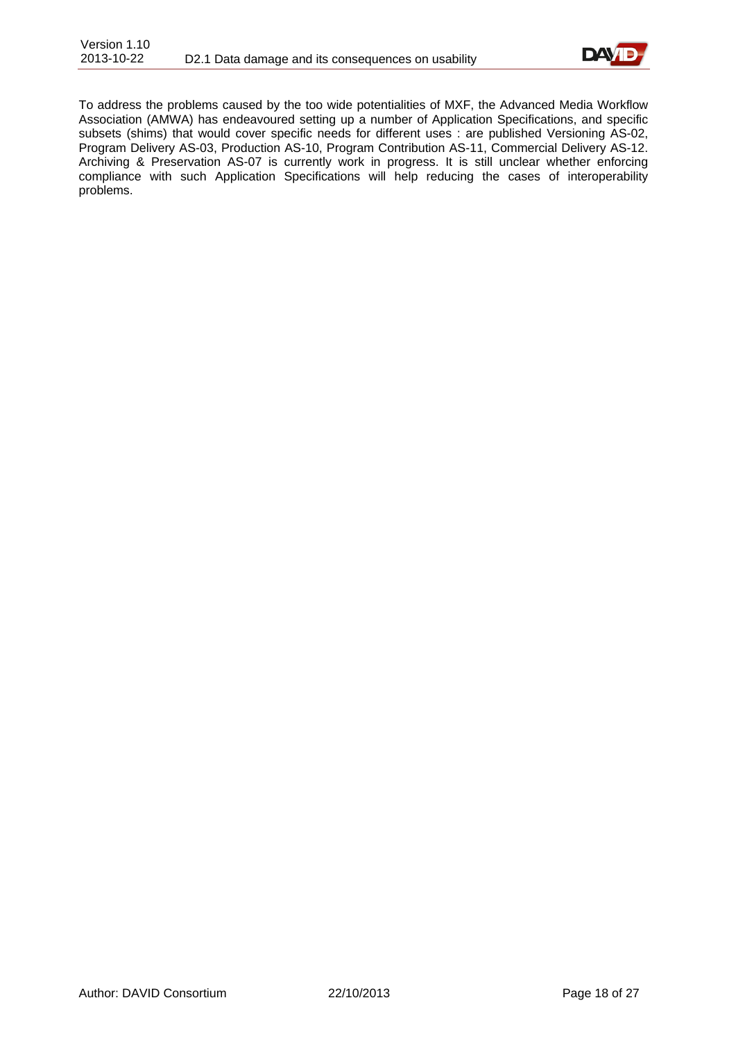To address the problems caused by the too wide potentialities of MXF, the Advanced Media Workflow Association (AMWA) has endeavoured setting up a number of Application Specifications, and specific subsets (shims) that would cover specific needs for different uses : are published Versioning AS-02, Program Delivery AS-03, Production AS-10, Program Contribution AS-11, Commercial Delivery AS-12. Archiving & Preservation AS-07 is currently work in progress. It is still unclear whether enforcing compliance with such Application Specifications will help reducing the cases of interoperability problems.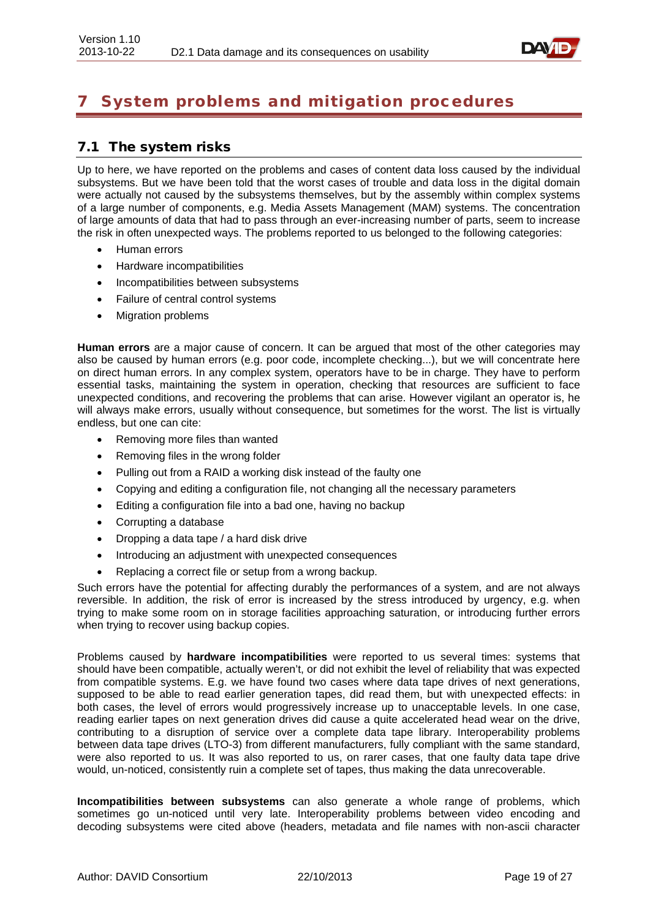# 7 System problems and mitigation procedures

## 7.1 The system risks

Up to here, we have reported on the problems and cases of content data loss caused by the individual subsystems. But we have been told that the worst cases of trouble and data loss in the digital domain were actually not caused by the subsystems themselves, but by the assembly within complex systems of a large number of components, e.g. Media Assets Management (MAM) systems. The concentration of large amounts of data that had to pass through an ever-increasing number of parts, seem to increase the risk in often unexpected ways. The problems reported to us belonged to the following categories:

- Human errors
- Hardware incompatibilities
- Incompatibilities between subsystems
- Failure of central control systems
- Migration problems

**Human errors** are a major cause of concern. It can be argued that most of the other categories may also be caused by human errors (e.g. poor code, incomplete checking...), but we will concentrate here on direct human errors. In any complex system, operators have to be in charge. They have to perform essential tasks, maintaining the system in operation, checking that resources are sufficient to face unexpected conditions, and recovering the problems that can arise. However vigilant an operator is, he will always make errors, usually without consequence, but sometimes for the worst. The list is virtually endless, but one can cite:

- Removing more files than wanted
- Removing files in the wrong folder
- Pulling out from a RAID a working disk instead of the faulty one
- Copying and editing a configuration file, not changing all the necessary parameters
- Editing a configuration file into a bad one, having no backup
- Corrupting a database
- Dropping a data tape / a hard disk drive
- Introducing an adjustment with unexpected consequences
- Replacing a correct file or setup from a wrong backup.

Such errors have the potential for affecting durably the performances of a system, and are not always reversible. In addition, the risk of error is increased by the stress introduced by urgency, e.g. when trying to make some room on in storage facilities approaching saturation, or introducing further errors when trying to recover using backup copies.

Problems caused by **hardware incompatibilities** were reported to us several times: systems that should have been compatible, actually weren't, or did not exhibit the level of reliability that was expected from compatible systems. E.g. we have found two cases where data tape drives of next generations, supposed to be able to read earlier generation tapes, did read them, but with unexpected effects: in both cases, the level of errors would progressively increase up to unacceptable levels. In one case, reading earlier tapes on next generation drives did cause a quite accelerated head wear on the drive, contributing to a disruption of service over a complete data tape library. Interoperability problems between data tape drives (LTO-3) from different manufacturers, fully compliant with the same standard, were also reported to us. It was also reported to us, on rarer cases, that one faulty data tape drive would, un-noticed, consistently ruin a complete set of tapes, thus making the data unrecoverable.

**Incompatibilities between subsystems** can also generate a whole range of problems, which sometimes go un-noticed until very late. Interoperability problems between video encoding and decoding subsystems were cited above (headers, metadata and file names with non-ascii character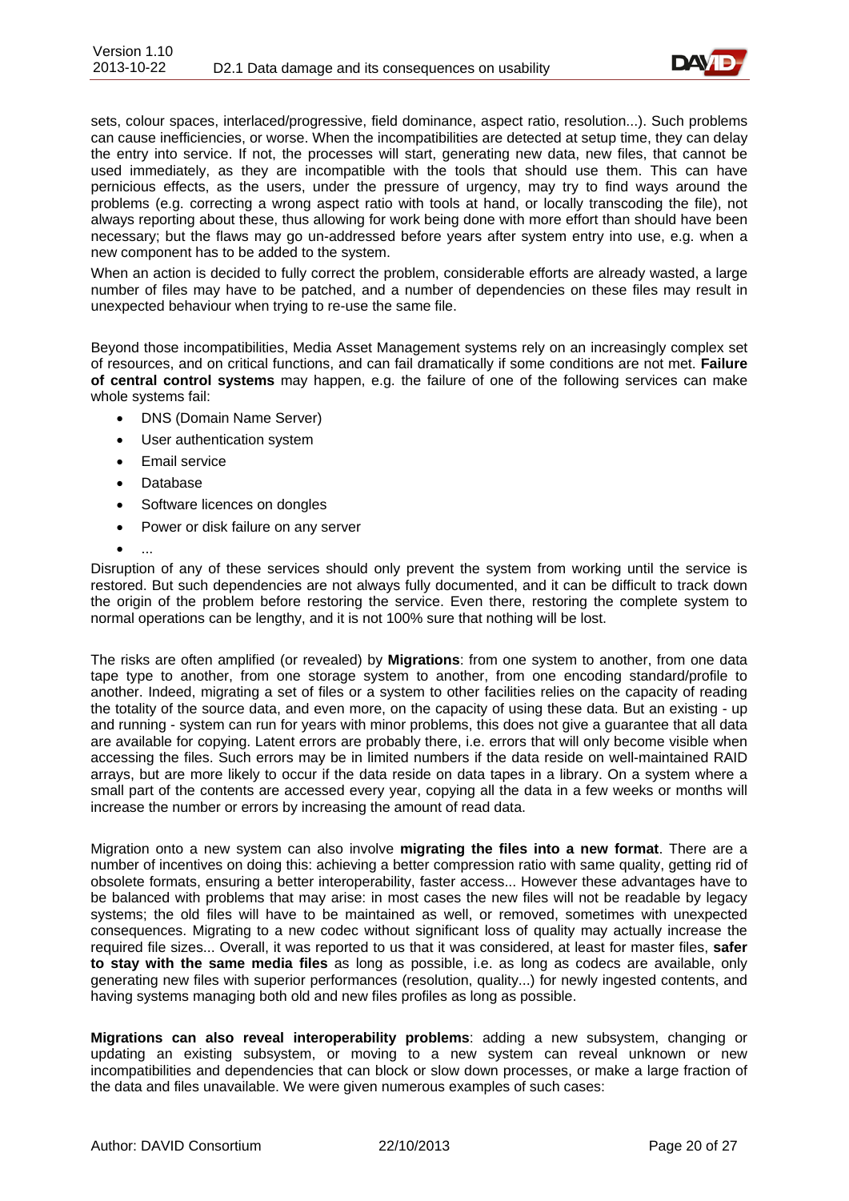sets, colour spaces, interlaced/progressive, field dominance, aspect ratio, resolution...). Such problems can cause inefficiencies, or worse. When the incompatibilities are detected at setup time, they can delay the entry into service. If not, the processes will start, generating new data, new files, that cannot be used immediately, as they are incompatible with the tools that should use them. This can have pernicious effects, as the users, under the pressure of urgency, may try to find ways around the problems (e.g. correcting a wrong aspect ratio with tools at hand, or locally transcoding the file), not always reporting about these, thus allowing for work being done with more effort than should have been necessary; but the flaws may go un-addressed before years after system entry into use, e.g. when a new component has to be added to the system.

When an action is decided to fully correct the problem, considerable efforts are already wasted, a large number of files may have to be patched, and a number of dependencies on these files may result in unexpected behaviour when trying to re-use the same file.

Beyond those incompatibilities, Media Asset Management systems rely on an increasingly complex set of resources, and on critical functions, and can fail dramatically if some conditions are not met. **Failure of central control systems** may happen, e.g. the failure of one of the following services can make whole systems fail:

- DNS (Domain Name Server)
- User authentication system
- Email service
- Database
- Software licences on dongles
- Power or disk failure on any server
- ...

Disruption of any of these services should only prevent the system from working until the service is restored. But such dependencies are not always fully documented, and it can be difficult to track down the origin of the problem before restoring the service. Even there, restoring the complete system to normal operations can be lengthy, and it is not 100% sure that nothing will be lost.

The risks are often amplified (or revealed) by **Migrations**: from one system to another, from one data tape type to another, from one storage system to another, from one encoding standard/profile to another. Indeed, migrating a set of files or a system to other facilities relies on the capacity of reading the totality of the source data, and even more, on the capacity of using these data. But an existing - up and running - system can run for years with minor problems, this does not give a guarantee that all data are available for copying. Latent errors are probably there, i.e. errors that will only become visible when accessing the files. Such errors may be in limited numbers if the data reside on well-maintained RAID arrays, but are more likely to occur if the data reside on data tapes in a library. On a system where a small part of the contents are accessed every year, copying all the data in a few weeks or months will increase the number or errors by increasing the amount of read data.

Migration onto a new system can also involve **migrating the files into a new format**. There are a number of incentives on doing this: achieving a better compression ratio with same quality, getting rid of obsolete formats, ensuring a better interoperability, faster access... However these advantages have to be balanced with problems that may arise: in most cases the new files will not be readable by legacy systems; the old files will have to be maintained as well, or removed, sometimes with unexpected consequences. Migrating to a new codec without significant loss of quality may actually increase the required file sizes... Overall, it was reported to us that it was considered, at least for master files, **safer to stay with the same media files** as long as possible, i.e. as long as codecs are available, only generating new files with superior performances (resolution, quality...) for newly ingested contents, and having systems managing both old and new files profiles as long as possible.

**Migrations can also reveal interoperability problems**: adding a new subsystem, changing or updating an existing subsystem, or moving to a new system can reveal unknown or new incompatibilities and dependencies that can block or slow down processes, or make a large fraction of the data and files unavailable. We were given numerous examples of such cases: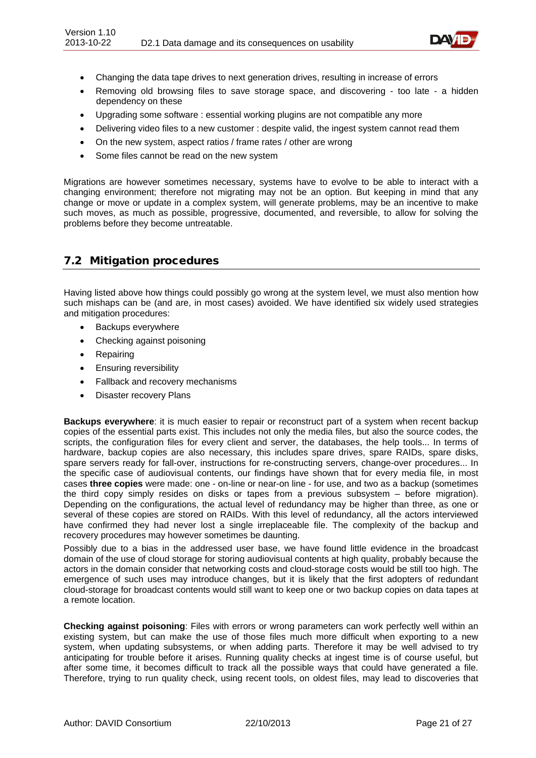- Changing the data tape drives to next generation drives, resulting in increase of errors
- Removing old browsing files to save storage space, and discovering - too late - a hidden dependency on these
- Upgrading some software : essential working plugins are not compatible any more
- Delivering video files to a new customer : despite valid, the ingest system cannot read them
- On the new system, aspect ratios / frame rates / other are wrong
- Some files cannot be read on the new system

Migrations are however sometimes necessary, systems have to evolve to be able to interact with a changing environment; therefore not migrating may not be an option. But keeping in mind that any change or move or update in a complex system, will generate problems, may be an incentive to make such moves, as much as possible, progressive, documented, and reversible, to allow for solving the problems before they become untreatable.

## 7.2 Mitigation procedures

Having listed above how things could possibly go wrong at the system level, we must also mention how such mishaps can be (and are, in most cases) avoided. We have identified six widely used strategies and mitigation procedures:

- Backups everywhere
- Checking against poisoning
- Repairing
- Ensuring reversibility
- Fallback and recovery mechanisms
- Disaster recovery Plans

**Backups everywhere**: it is much easier to repair or reconstruct part of a system when recent backup copies of the essential parts exist. This includes not only the media files, but also the source codes, the scripts, the configuration files for every client and server, the databases, the help tools... In terms of hardware, backup copies are also necessary, this includes spare drives, spare RAIDs, spare disks, spare servers ready for fall-over, instructions for re-constructing servers, change-over procedures... In the specific case of audiovisual contents, our findings have shown that for every media file, in most cases **three copies** were made: one - on-line or near-on line - for use, and two as a backup (sometimes the third copy simply resides on disks or tapes from a previous subsystem – before migration). Depending on the configurations, the actual level of redundancy may be higher than three, as one or several of these copies are stored on RAIDs. With this level of redundancy, all the actors interviewed have confirmed they had never lost a single irreplaceable file. The complexity of the backup and recovery procedures may however sometimes be daunting.

Possibly due to a bias in the addressed user base, we have found little evidence in the broadcast domain of the use of cloud storage for storing audiovisual contents at high quality, probably because the actors in the domain consider that networking costs and cloud-storage costs would be still too high. The emergence of such uses may introduce changes, but it is likely that the first adopters of redundant cloud-storage for broadcast contents would still want to keep one or two backup copies on data tapes at a remote location.

**Checking against poisoning**: Files with errors or wrong parameters can work perfectly well within an existing system, but can make the use of those files much more difficult when exporting to a new system, when updating subsystems, or when adding parts. Therefore it may be well advised to try anticipating for trouble before it arises. Running quality checks at ingest time is of course useful, but after some time, it becomes difficult to track all the possible ways that could have generated a file. Therefore, trying to run quality check, using recent tools, on oldest files, may lead to discoveries that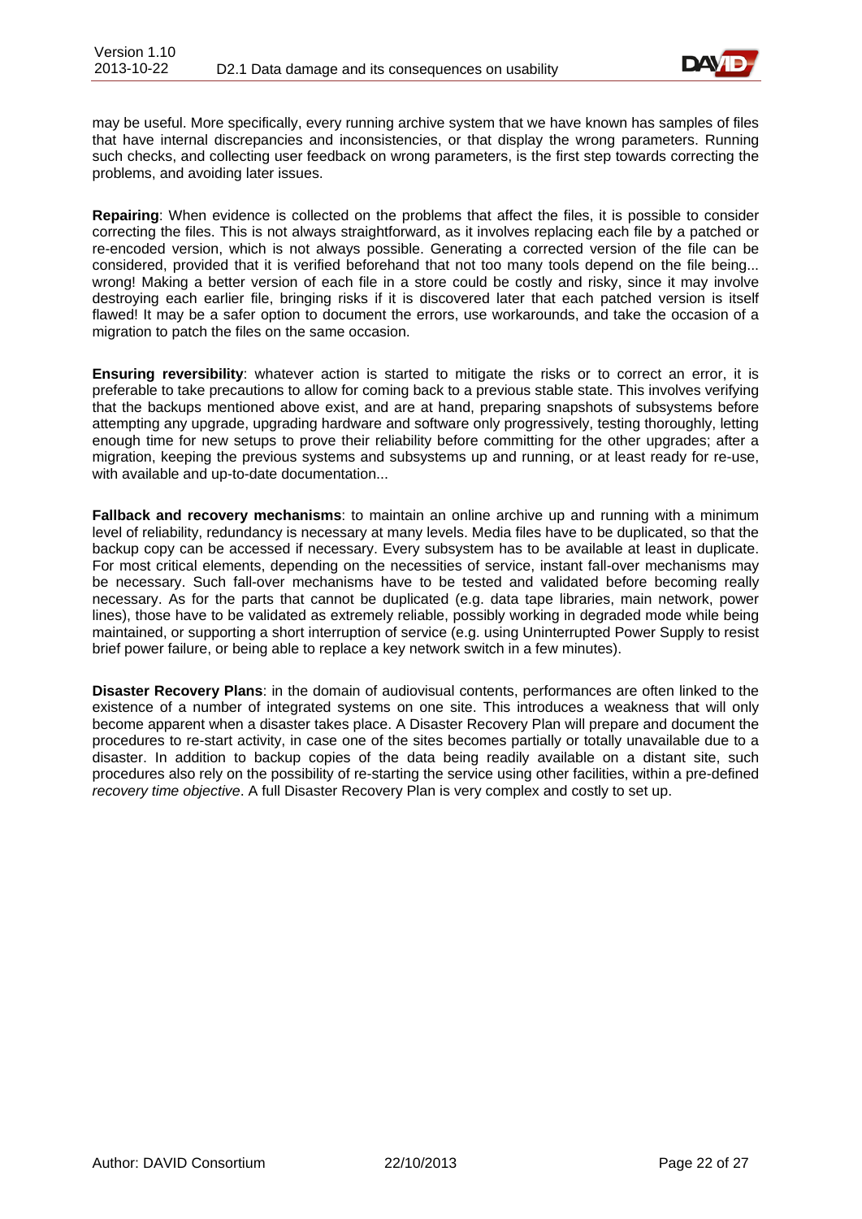may be useful. More specifically, every running archive system that we have known has samples of files that have internal discrepancies and inconsistencies, or that display the wrong parameters. Running such checks, and collecting user feedback on wrong parameters, is the first step towards correcting the problems, and avoiding later issues.

**Repairing**: When evidence is collected on the problems that affect the files, it is possible to consider correcting the files. This is not always straightforward, as it involves replacing each file by a patched or re-encoded version, which is not always possible. Generating a corrected version of the file can be considered, provided that it is verified beforehand that not too many tools depend on the file being... wrong! Making a better version of each file in a store could be costly and risky, since it may involve destroying each earlier file, bringing risks if it is discovered later that each patched version is itself flawed! It may be a safer option to document the errors, use workarounds, and take the occasion of a migration to patch the files on the same occasion.

**Ensuring reversibility**: whatever action is started to mitigate the risks or to correct an error, it is preferable to take precautions to allow for coming back to a previous stable state. This involves verifying that the backups mentioned above exist, and are at hand, preparing snapshots of subsystems before attempting any upgrade, upgrading hardware and software only progressively, testing thoroughly, letting enough time for new setups to prove their reliability before committing for the other upgrades; after a migration, keeping the previous systems and subsystems up and running, or at least ready for re-use, with available and up-to-date documentation...

**Fallback and recovery mechanisms**: to maintain an online archive up and running with a minimum level of reliability, redundancy is necessary at many levels. Media files have to be duplicated, so that the backup copy can be accessed if necessary. Every subsystem has to be available at least in duplicate. For most critical elements, depending on the necessities of service, instant fall-over mechanisms may be necessary. Such fall-over mechanisms have to be tested and validated before becoming really necessary. As for the parts that cannot be duplicated (e.g. data tape libraries, main network, power lines), those have to be validated as extremely reliable, possibly working in degraded mode while being maintained, or supporting a short interruption of service (e.g. using Uninterrupted Power Supply to resist brief power failure, or being able to replace a key network switch in a few minutes).

**Disaster Recovery Plans**: in the domain of audiovisual contents, performances are often linked to the existence of a number of integrated systems on one site. This introduces a weakness that will only become apparent when a disaster takes place. A Disaster Recovery Plan will prepare and document the procedures to re-start activity, in case one of the sites becomes partially or totally unavailable due to a disaster. In addition to backup copies of the data being readily available on a distant site, such procedures also rely on the possibility of re-starting the service using other facilities, within a pre-defined *recovery time objective*. A full Disaster Recovery Plan is very complex and costly to set up.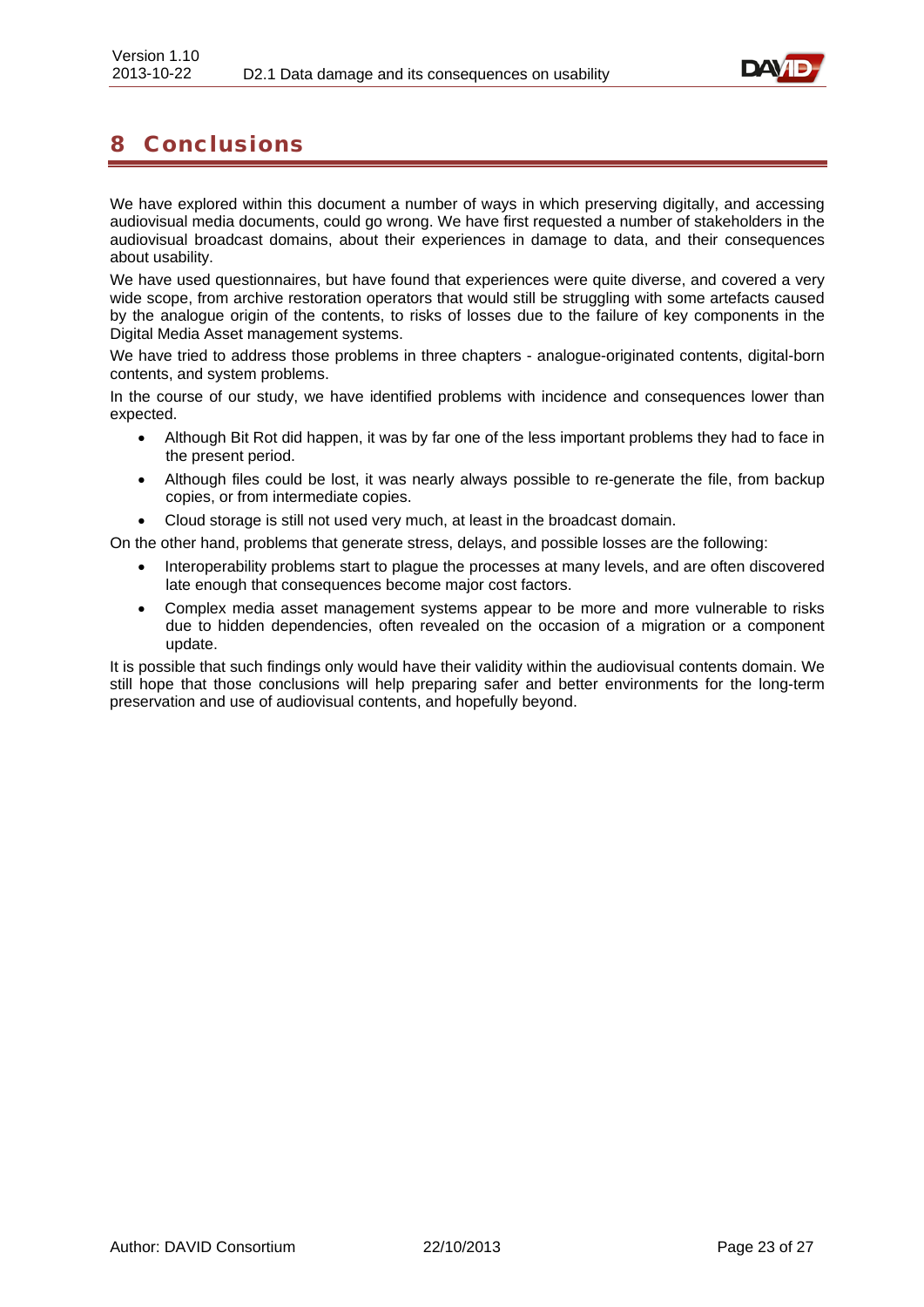# 8 Conclusions

We have explored within this document a number of ways in which preserving digitally, and accessing audiovisual media documents, could go wrong. We have first requested a number of stakeholders in the audiovisual broadcast domains, about their experiences in damage to data, and their consequences about usability.

We have used questionnaires, but have found that experiences were quite diverse, and covered a very wide scope, from archive restoration operators that would still be struggling with some artefacts caused by the analogue origin of the contents, to risks of losses due to the failure of key components in the Digital Media Asset management systems.

We have tried to address those problems in three chapters - analogue-originated contents, digital-born contents, and system problems.

In the course of our study, we have identified problems with incidence and consequences lower than expected.

- Although Bit Rot did happen, it was by far one of the less important problems they had to face in the present period.
- Although files could be lost, it was nearly always possible to re-generate the file, from backup copies, or from intermediate copies.
- Cloud storage is still not used very much, at least in the broadcast domain.

On the other hand, problems that generate stress, delays, and possible losses are the following:

- Interoperability problems start to plague the processes at many levels, and are often discovered late enough that consequences become major cost factors.
- Complex media asset management systems appear to be more and more vulnerable to risks due to hidden dependencies, often revealed on the occasion of a migration or a component update.

It is possible that such findings only would have their validity within the audiovisual contents domain. We still hope that those conclusions will help preparing safer and better environments for the long-term preservation and use of audiovisual contents, and hopefully beyond.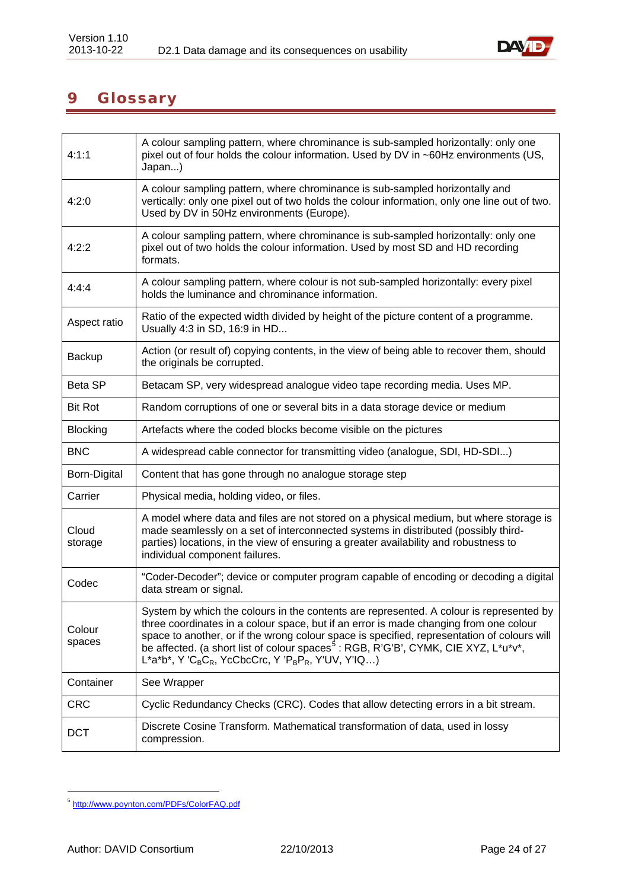# 9 Glossary

| | |
|---|---|
| 4:1:1 | A colour sampling pattern, where chrominance is sub-sampled horizontally: only one pixel out of four holds the colour information. Used by DV in ~60Hz environments (US, Japan...) |
| 4:2:0 | A colour sampling pattern, where chrominance is sub-sampled horizontally and vertically: only one pixel out of two holds the colour information, only one line out of two. Used by DV in 50Hz environments (Europe). |
| 4:2:2 | A colour sampling pattern, where chrominance is sub-sampled horizontally: only one pixel out of two holds the colour information. Used by most SD and HD recording formats. |
| 4:4:4 | A colour sampling pattern, where colour is not sub-sampled horizontally: every pixel holds the luminance and chrominance information. |
| Aspect ratio | Ratio of the expected width divided by height of the picture content of a programme. Usually 4:3 in SD, 16:9 in HD... |
| Backup | Action (or result of) copying contents, in the view of being able to recover them, should the originals be corrupted. |
| Beta SP | Betacam SP, very widespread analogue video tape recording media. Uses MP. |
| Bit Rot | Random corruptions of one or several bits in a data storage device or medium |
| Blocking | Artefacts where the coded blocks become visible on the pictures |
| BNC | A widespread cable connector for transmitting video (analogue, SDI, HD-SDI...) |
| Born-Digital | Content that has gone through no analogue storage step |
| Carrier | Physical media, holding video, or files. |
| Cloud storage | A model where data and files are not stored on a physical medium, but where storage is made seamlessly on a set of interconnected systems in distributed (possibly third-parties) locations, in the view of ensuring a greater availability and robustness to individual component failures. |
| Codec | "Coder-Decoder"; device or computer program capable of encoding or decoding a digital data stream or signal. |
| Colour spaces | System by which the colours in the contents are represented. A colour is represented by three coordinates in a colour space, but if an error is made changing from one colour space to another, or if the wrong colour space is specified, representation of colours will be affected. (a short list of colour spaces[5] : RGB, R'G'B', CYMK, CIE XYZ, L\*u\*v\*, L\*a\*b\*, Y '$C_BC_R$, YcCbcCrc, Y '$P_BP_R$, Y'UV, Y'IQ…) |
| Container | See Wrapper |
| CRC | Cyclic Redundancy Checks (CRC). Codes that allow detecting errors in a bit stream. |
| DCT | Discrete Cosine Transform. Mathematical transformation of data, used in lossy compression. |

[5] http://www.poynton.com/PDFs/ColorFAQ.pdf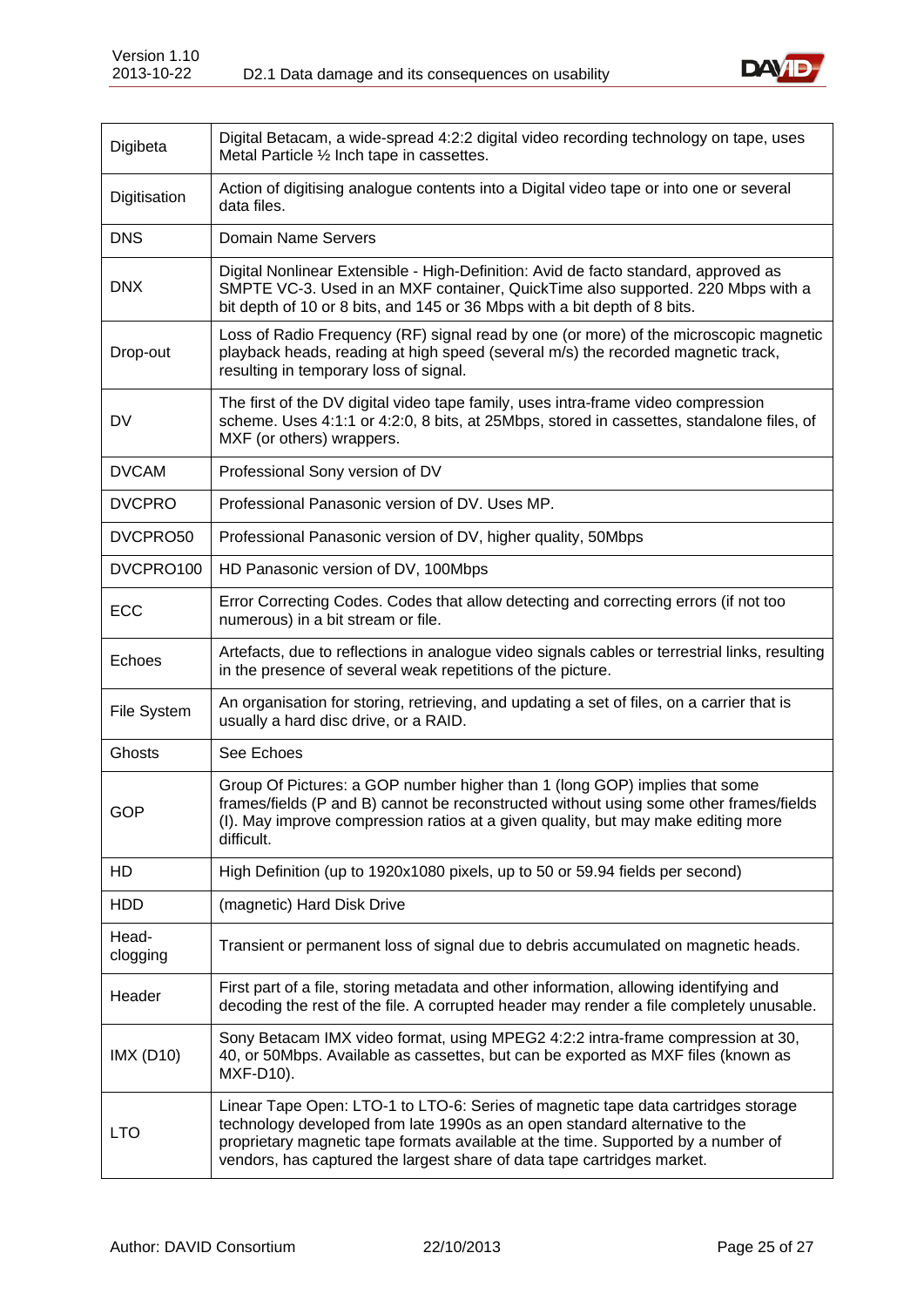| | |
|---|---|
| Digibeta | Digital Betacam, a wide-spread 4:2:2 digital video recording technology on tape, uses Metal Particle ½ Inch tape in cassettes. |
| Digitisation | Action of digitising analogue contents into a Digital video tape or into one or several data files. |
| DNS | Domain Name Servers |
| DNX | Digital Nonlinear Extensible - High-Definition: Avid de facto standard, approved as SMPTE VC-3. Used in an MXF container, QuickTime also supported. 220 Mbps with a bit depth of 10 or 8 bits, and 145 or 36 Mbps with a bit depth of 8 bits. |
| Drop-out | Loss of Radio Frequency (RF) signal read by one (or more) of the microscopic magnetic playback heads, reading at high speed (several m/s) the recorded magnetic track, resulting in temporary loss of signal. |
| DV | The first of the DV digital video tape family, uses intra-frame video compression scheme. Uses 4:1:1 or 4:2:0, 8 bits, at 25Mbps, stored in cassettes, standalone files, of MXF (or others) wrappers. |
| DVCAM | Professional Sony version of DV |
| DVCPRO | Professional Panasonic version of DV. Uses MP. |
| DVCPRO50 | Professional Panasonic version of DV, higher quality, 50Mbps |
| DVCPRO100 | HD Panasonic version of DV, 100Mbps |
| ECC | Error Correcting Codes. Codes that allow detecting and correcting errors (if not too numerous) in a bit stream or file. |
| Echoes | Artefacts, due to reflections in analogue video signals cables or terrestrial links, resulting in the presence of several weak repetitions of the picture. |
| File System | An organisation for storing, retrieving, and updating a set of files, on a carrier that is usually a hard disc drive, or a RAID. |
| Ghosts | See Echoes |
| GOP | Group Of Pictures: a GOP number higher than 1 (long GOP) implies that some frames/fields (P and B) cannot be reconstructed without using some other frames/fields (I). May improve compression ratios at a given quality, but may make editing more difficult. |
| HD | High Definition (up to 1920x1080 pixels, up to 50 or 59.94 fields per second) |
| HDD | (magnetic) Hard Disk Drive |
| Head-clogging | Transient or permanent loss of signal due to debris accumulated on magnetic heads. |
| Header | First part of a file, storing metadata and other information, allowing identifying and decoding the rest of the file. A corrupted header may render a file completely unusable. |
| IMX (D10) | Sony Betacam IMX video format, using MPEG2 4:2:2 intra-frame compression at 30, 40, or 50Mbps. Available as cassettes, but can be exported as MXF files (known as MXF-D10). |
| LTO | Linear Tape Open: LTO-1 to LTO-6: Series of magnetic tape data cartridges storage technology developed from late 1990s as an open standard alternative to the proprietary magnetic tape formats available at the time. Supported by a number of vendors, has captured the largest share of data tape cartridges market. |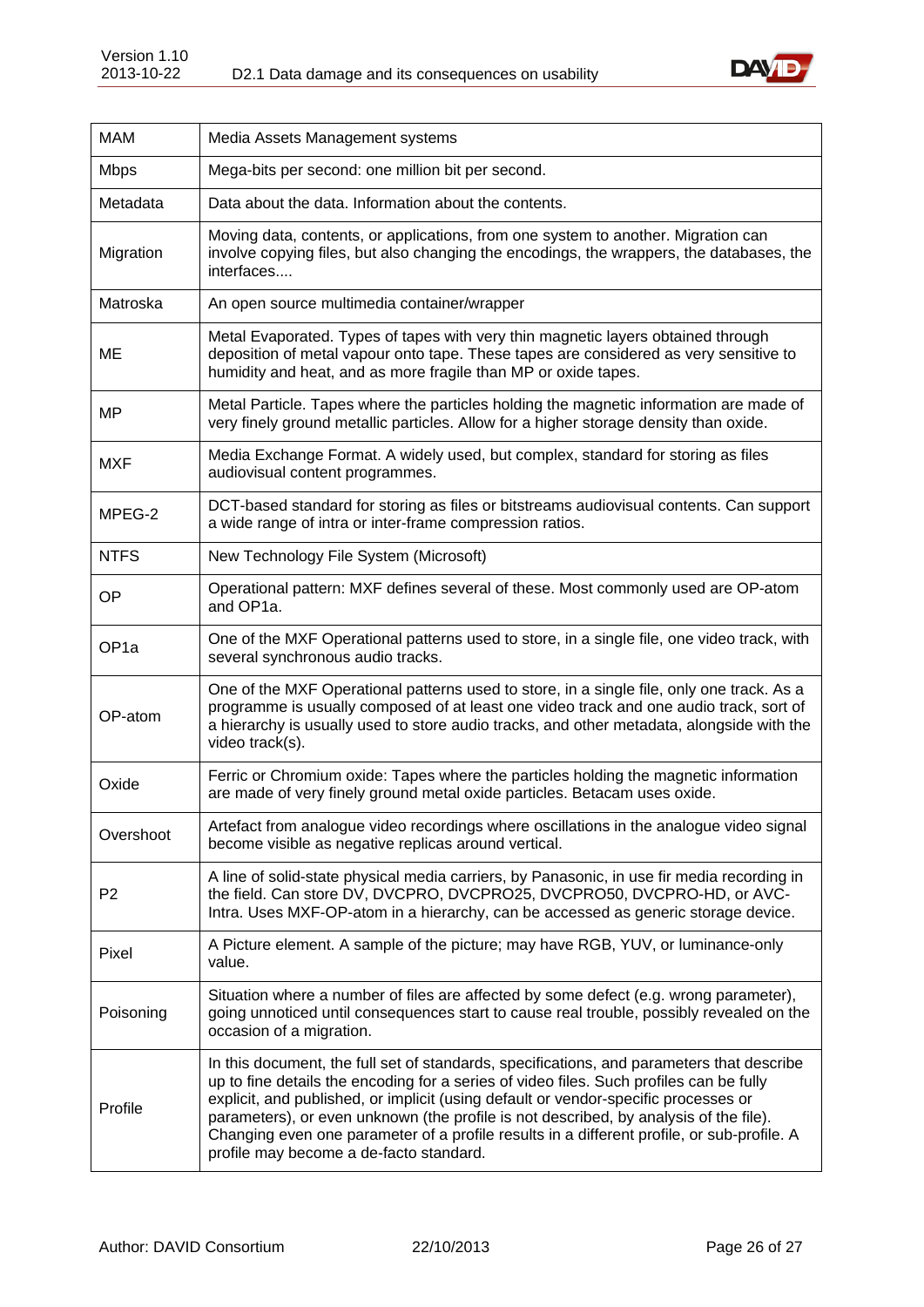| | |
|---|---|
| MAM | Media Assets Management systems |
| Mbps | Mega-bits per second: one million bit per second. |
| Metadata | Data about the data. Information about the contents. |
| Migration | Moving data, contents, or applications, from one system to another. Migration can involve copying files, but also changing the encodings, the wrappers, the databases, the interfaces.... |
| Matroska | An open source multimedia container/wrapper |
| ME | Metal Evaporated. Types of tapes with very thin magnetic layers obtained through deposition of metal vapour onto tape. These tapes are considered as very sensitive to humidity and heat, and as more fragile than MP or oxide tapes. |
| MP | Metal Particle. Tapes where the particles holding the magnetic information are made of very finely ground metallic particles. Allow for a higher storage density than oxide. |
| MXF | Media Exchange Format. A widely used, but complex, standard for storing as files audiovisual content programmes. |
| MPEG-2 | DCT-based standard for storing as files or bitstreams audiovisual contents. Can support a wide range of intra or inter-frame compression ratios. |
| NTFS | New Technology File System (Microsoft) |
| OP | Operational pattern: MXF defines several of these. Most commonly used are OP-atom and OP1a. |
| OP1a | One of the MXF Operational patterns used to store, in a single file, one video track, with several synchronous audio tracks. |
| OP-atom | One of the MXF Operational patterns used to store, in a single file, only one track. As a programme is usually composed of at least one video track and one audio track, sort of a hierarchy is usually used to store audio tracks, and other metadata, alongside with the video track(s). |
| Oxide | Ferric or Chromium oxide: Tapes where the particles holding the magnetic information are made of very finely ground metal oxide particles. Betacam uses oxide. |
| Overshoot | Artefact from analogue video recordings where oscillations in the analogue video signal become visible as negative replicas around vertical. |
| P2 | A line of solid-state physical media carriers, by Panasonic, in use fir media recording in the field. Can store DV, DVCPRO, DVCPRO25, DVCPRO50, DVCPRO-HD, or AVC-Intra. Uses MXF-OP-atom in a hierarchy, can be accessed as generic storage device. |
| Pixel | A Picture element. A sample of the picture; may have RGB, YUV, or luminance-only value. |
| Poisoning | Situation where a number of files are affected by some defect (e.g. wrong parameter), going unnoticed until consequences start to cause real trouble, possibly revealed on the occasion of a migration. |
| Profile | In this document, the full set of standards, specifications, and parameters that describe up to fine details the encoding for a series of video files. Such profiles can be fully explicit, and published, or implicit (using default or vendor-specific processes or parameters), or even unknown (the profile is not described, by analysis of the file). Changing even one parameter of a profile results in a different profile, or sub-profile. A profile may become a de-facto standard. |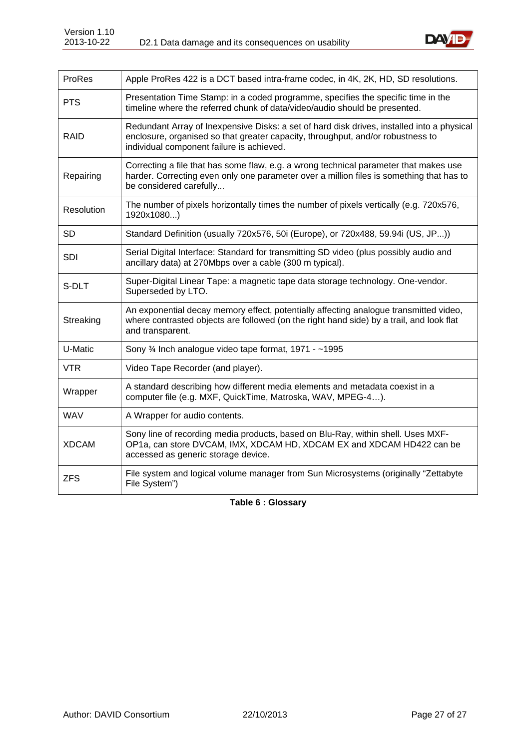| | |
|---|---|
| ProRes | Apple ProRes 422 is a DCT based intra-frame codec, in 4K, 2K, HD, SD resolutions. |
| PTS | Presentation Time Stamp: in a coded programme, specifies the specific time in the timeline where the referred chunk of data/video/audio should be presented. |
| RAID | Redundant Array of Inexpensive Disks: a set of hard disk drives, installed into a physical enclosure, organised so that greater capacity, throughput, and/or robustness to individual component failure is achieved. |
| Repairing | Correcting a file that has some flaw, e.g. a wrong technical parameter that makes use harder. Correcting even only one parameter over a million files is something that has to be considered carefully... |
| Resolution | The number of pixels horizontally times the number of pixels vertically (e.g. 720x576, 1920x1080...) |
| SD | Standard Definition (usually 720x576, 50i (Europe), or 720x488, 59.94i (US, JP...)) |
| SDI | Serial Digital Interface: Standard for transmitting SD video (plus possibly audio and ancillary data) at 270Mbps over a cable (300 m typical). |
| S-DLT | Super-Digital Linear Tape: a magnetic tape data storage technology. One-vendor. Superseded by LTO. |
| Streaking | An exponential decay memory effect, potentially affecting analogue transmitted video, where contrasted objects are followed (on the right hand side) by a trail, and look flat and transparent. |
| U-Matic | Sony ¾ Inch analogue video tape format, 1971 - ~1995 |
| VTR | Video Tape Recorder (and player). |
| Wrapper | A standard describing how different media elements and metadata coexist in a computer file (e.g. MXF, QuickTime, Matroska, WAV, MPEG-4…). |
| WAV | A Wrapper for audio contents. |
| XDCAM | Sony line of recording media products, based on Blu-Ray, within shell. Uses MXF-OP1a, can store DVCAM, IMX, XDCAM HD, XDCAM EX and XDCAM HD422 can be accessed as generic storage device. |
| ZFS | File system and logical volume manager from Sun Microsystems (originally "Zettabyte File System") |

**Table 6 : Glossary**